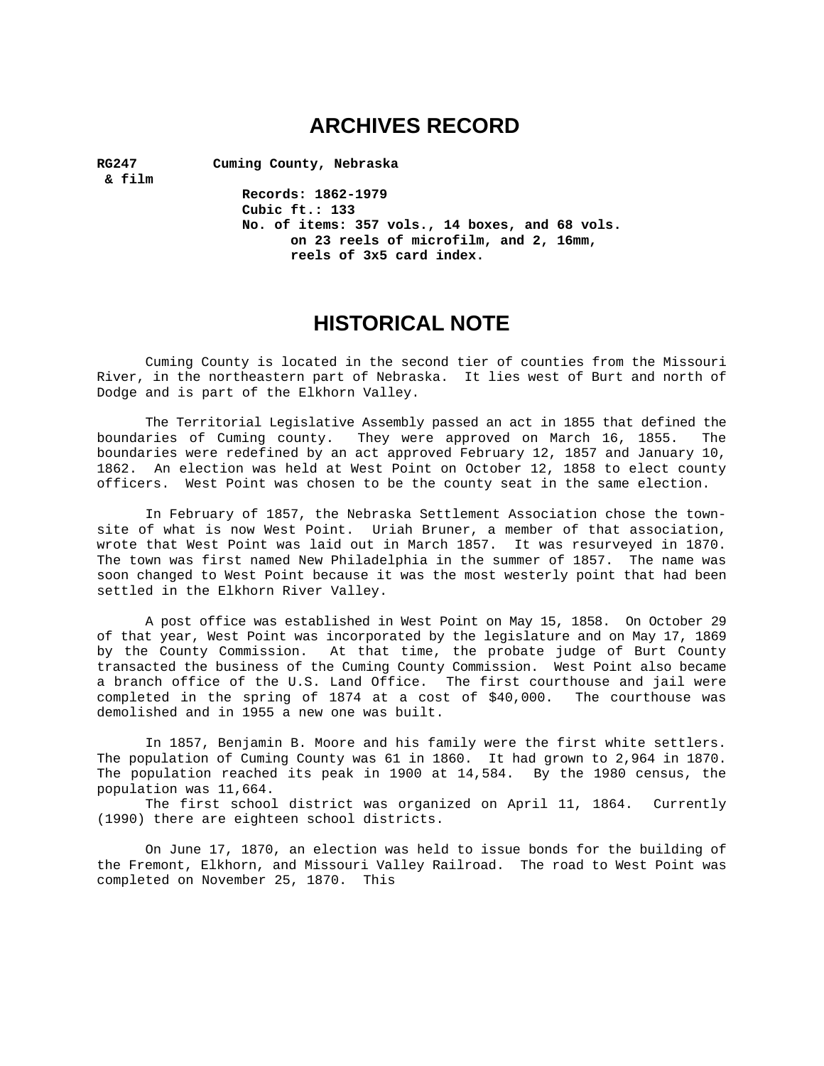# ARCHIVES RECORD

**RG247** **Cuming County, Nebraska**
**& film**

**Records: 1862-1979**
**Cubic ft.: 133**
**No. of items: 357 vols., 14 boxes, and 68 vols. on 23 reels of microfilm, and 2, 16mm, reels of 3x5 card index.**

# HISTORICAL NOTE

Cuming County is located in the second tier of counties from the Missouri River, in the northeastern part of Nebraska. It lies west of Burt and north of Dodge and is part of the Elkhorn Valley.

The Territorial Legislative Assembly passed an act in 1855 that defined the boundaries of Cuming county. They were approved on March 16, 1855. The boundaries were redefined by an act approved February 12, 1857 and January 10, 1862. An election was held at West Point on October 12, 1858 to elect county officers. West Point was chosen to be the county seat in the same election.

In February of 1857, the Nebraska Settlement Association chose the town-site of what is now West Point. Uriah Bruner, a member of that association, wrote that West Point was laid out in March 1857. It was resurveyed in 1870. The town was first named New Philadelphia in the summer of 1857. The name was soon changed to West Point because it was the most westerly point that had been settled in the Elkhorn River Valley.

A post office was established in West Point on May 15, 1858. On October 29 of that year, West Point was incorporated by the legislature and on May 17, 1869 by the County Commission. At that time, the probate judge of Burt County transacted the business of the Cuming County Commission. West Point also became a branch office of the U.S. Land Office. The first courthouse and jail were completed in the spring of 1874 at a cost of $40,000. The courthouse was demolished and in 1955 a new one was built.

In 1857, Benjamin B. Moore and his family were the first white settlers. The population of Cuming County was 61 in 1860. It had grown to 2,964 in 1870. The population reached its peak in 1900 at 14,584. By the 1980 census, the population was 11,664.

The first school district was organized on April 11, 1864. Currently (1990) there are eighteen school districts.

On June 17, 1870, an election was held to issue bonds for the building of the Fremont, Elkhorn, and Missouri Valley Railroad. The road to West Point was completed on November 25, 1870. This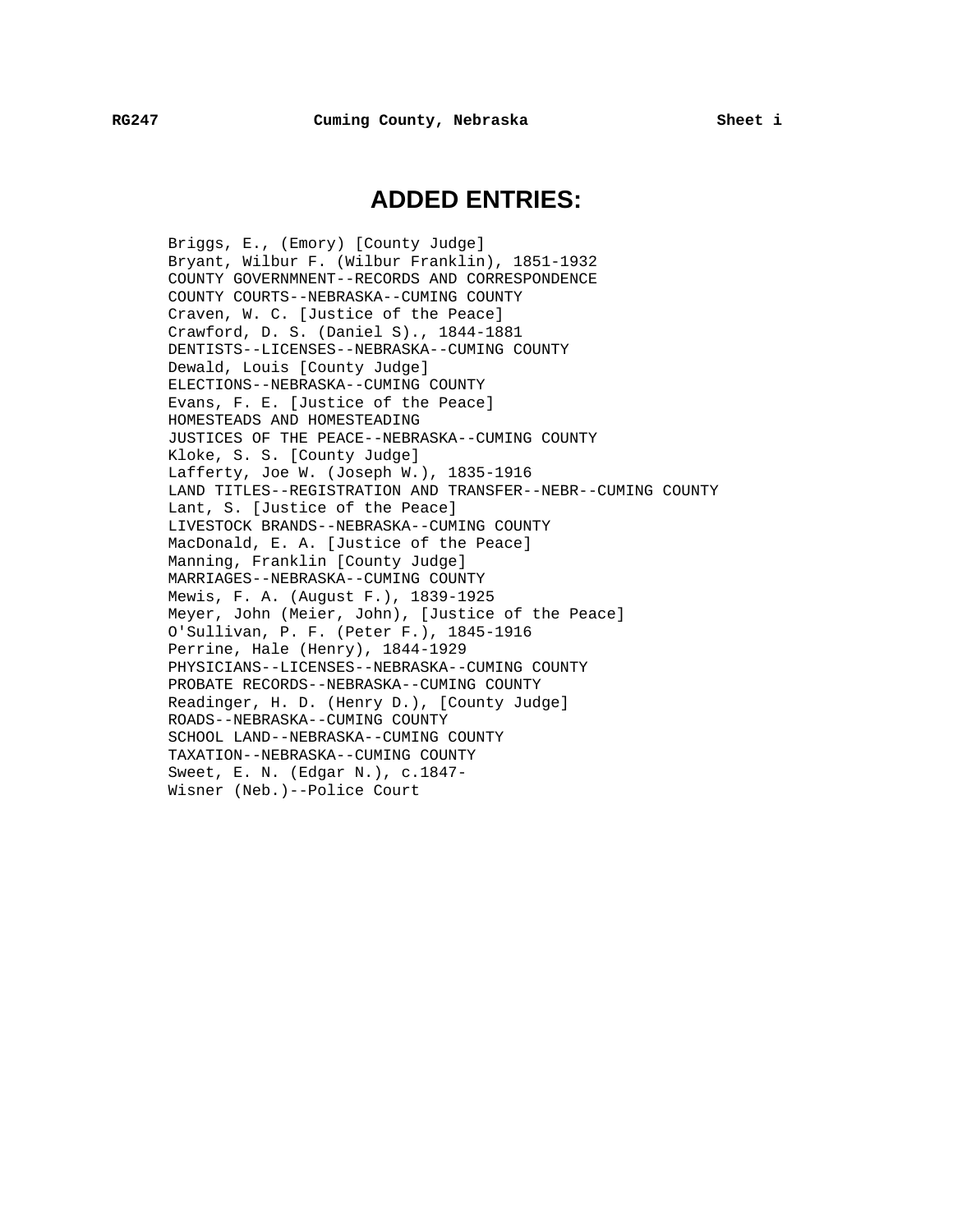# ADDED ENTRIES:

Briggs, E., (Emory) [County Judge]
Bryant, Wilbur F. (Wilbur Franklin), 1851-1932
COUNTY GOVERNMNENT--RECORDS AND CORRESPONDENCE
COUNTY COURTS--NEBRASKA--CUMING COUNTY
Craven, W. C. [Justice of the Peace]
Crawford, D. S. (Daniel S)., 1844-1881
DENTISTS--LICENSES--NEBRASKA--CUMING COUNTY
Dewald, Louis [County Judge]
ELECTIONS--NEBRASKA--CUMING COUNTY
Evans, F. E. [Justice of the Peace]
HOMESTEADS AND HOMESTEADING
JUSTICES OF THE PEACE--NEBRASKA--CUMING COUNTY
Kloke, S. S. [County Judge]
Lafferty, Joe W. (Joseph W.), 1835-1916
LAND TITLES--REGISTRATION AND TRANSFER--NEBR--CUMING COUNTY
Lant, S. [Justice of the Peace]
LIVESTOCK BRANDS--NEBRASKA--CUMING COUNTY
MacDonald, E. A. [Justice of the Peace]
Manning, Franklin [County Judge]
MARRIAGES--NEBRASKA--CUMING COUNTY
Mewis, F. A. (August F.), 1839-1925
Meyer, John (Meier, John), [Justice of the Peace]
O'Sullivan, P. F. (Peter F.), 1845-1916
Perrine, Hale (Henry), 1844-1929
PHYSICIANS--LICENSES--NEBRASKA--CUMING COUNTY
PROBATE RECORDS--NEBRASKA--CUMING COUNTY
Readinger, H. D. (Henry D.), [County Judge]
ROADS--NEBRASKA--CUMING COUNTY
SCHOOL LAND--NEBRASKA--CUMING COUNTY
TAXATION--NEBRASKA--CUMING COUNTY
Sweet, E. N. (Edgar N.), c.1847-
Wisner (Neb.)--Police Court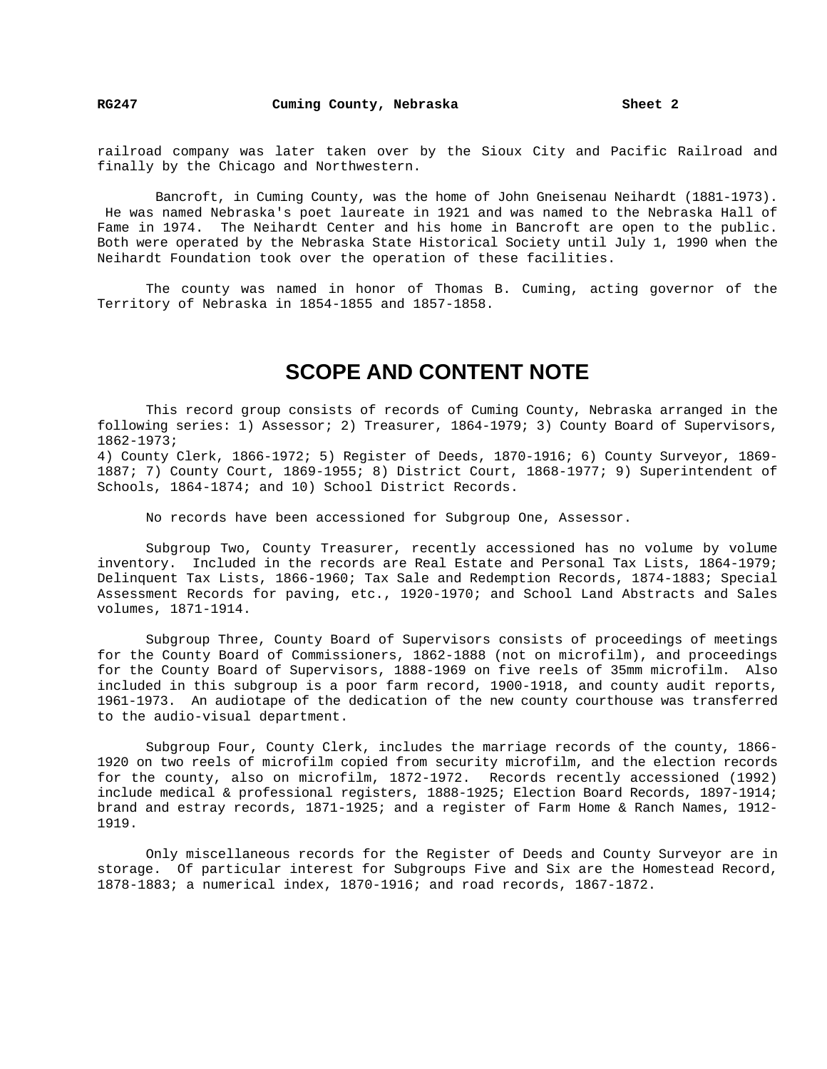railroad company was later taken over by the Sioux City and Pacific Railroad and finally by the Chicago and Northwestern.

Bancroft, in Cuming County, was the home of John Gneisenau Neihardt (1881-1973). He was named Nebraska's poet laureate in 1921 and was named to the Nebraska Hall of Fame in 1974. The Neihardt Center and his home in Bancroft are open to the public. Both were operated by the Nebraska State Historical Society until July 1, 1990 when the Neihardt Foundation took over the operation of these facilities.

The county was named in honor of Thomas B. Cuming, acting governor of the Territory of Nebraska in 1854-1855 and 1857-1858.

# SCOPE AND CONTENT NOTE

This record group consists of records of Cuming County, Nebraska arranged in the following series: 1) Assessor; 2) Treasurer, 1864-1979; 3) County Board of Supervisors, 1862-1973;
4) County Clerk, 1866-1972; 5) Register of Deeds, 1870-1916; 6) County Surveyor, 1869-1887; 7) County Court, 1869-1955; 8) District Court, 1868-1977; 9) Superintendent of Schools, 1864-1874; and 10) School District Records.

No records have been accessioned for Subgroup One, Assessor.

Subgroup Two, County Treasurer, recently accessioned has no volume by volume inventory. Included in the records are Real Estate and Personal Tax Lists, 1864-1979; Delinquent Tax Lists, 1866-1960; Tax Sale and Redemption Records, 1874-1883; Special Assessment Records for paving, etc., 1920-1970; and School Land Abstracts and Sales volumes, 1871-1914.

Subgroup Three, County Board of Supervisors consists of proceedings of meetings for the County Board of Commissioners, 1862-1888 (not on microfilm), and proceedings for the County Board of Supervisors, 1888-1969 on five reels of 35mm microfilm. Also included in this subgroup is a poor farm record, 1900-1918, and county audit reports, 1961-1973. An audiotape of the dedication of the new county courthouse was transferred to the audio-visual department.

Subgroup Four, County Clerk, includes the marriage records of the county, 1866-1920 on two reels of microfilm copied from security microfilm, and the election records for the county, also on microfilm, 1872-1972. Records recently accessioned (1992) include medical & professional registers, 1888-1925; Election Board Records, 1897-1914; brand and estray records, 1871-1925; and a register of Farm Home & Ranch Names, 1912-1919.

Only miscellaneous records for the Register of Deeds and County Surveyor are in storage. Of particular interest for Subgroups Five and Six are the Homestead Record, 1878-1883; a numerical index, 1870-1916; and road records, 1867-1872.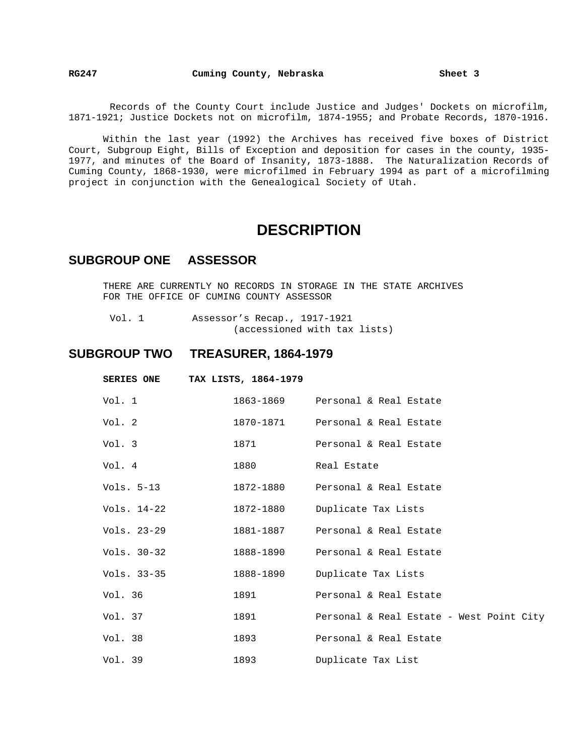Records of the County Court include Justice and Judges' Dockets on microfilm, 1871-1921; Justice Dockets not on microfilm, 1874-1955; and Probate Records, 1870-1916.

Within the last year (1992) the Archives has received five boxes of District Court, Subgroup Eight, Bills of Exception and deposition for cases in the county, 1935-1977, and minutes of the Board of Insanity, 1873-1888. The Naturalization Records of Cuming County, 1868-1930, were microfilmed in February 1994 as part of a microfilming project in conjunction with the Genealogical Society of Utah.

# DESCRIPTION

## SUBGROUP ONE ASSESSOR

THERE ARE CURRENTLY NO RECORDS IN STORAGE IN THE STATE ARCHIVES FOR THE OFFICE OF CUMING COUNTY ASSESSOR

Vol. 1 Assessor’s Recap., 1917-1921
(accessioned with tax lists)

## SUBGROUP TWO TREASURER, 1864-1979

**SERIES ONE TAX LISTS, 1864-1979**

| | | |
|---|---|---|
| Vol. 1 | 1863-1869 | Personal & Real Estate |
| Vol. 2 | 1870-1871 | Personal & Real Estate |
| Vol. 3 | 1871 | Personal & Real Estate |
| Vol. 4 | 1880 | Real Estate |
| Vols. 5-13 | 1872-1880 | Personal & Real Estate |
| Vols. 14-22 | 1872-1880 | Duplicate Tax Lists |
| Vols. 23-29 | 1881-1887 | Personal & Real Estate |
| Vols. 30-32 | 1888-1890 | Personal & Real Estate |
| Vols. 33-35 | 1888-1890 | Duplicate Tax Lists |
| Vol. 36 | 1891 | Personal & Real Estate |
| Vol. 37 | 1891 | Personal & Real Estate - West Point City |
| Vol. 38 | 1893 | Personal & Real Estate |
| Vol. 39 | 1893 | Duplicate Tax List |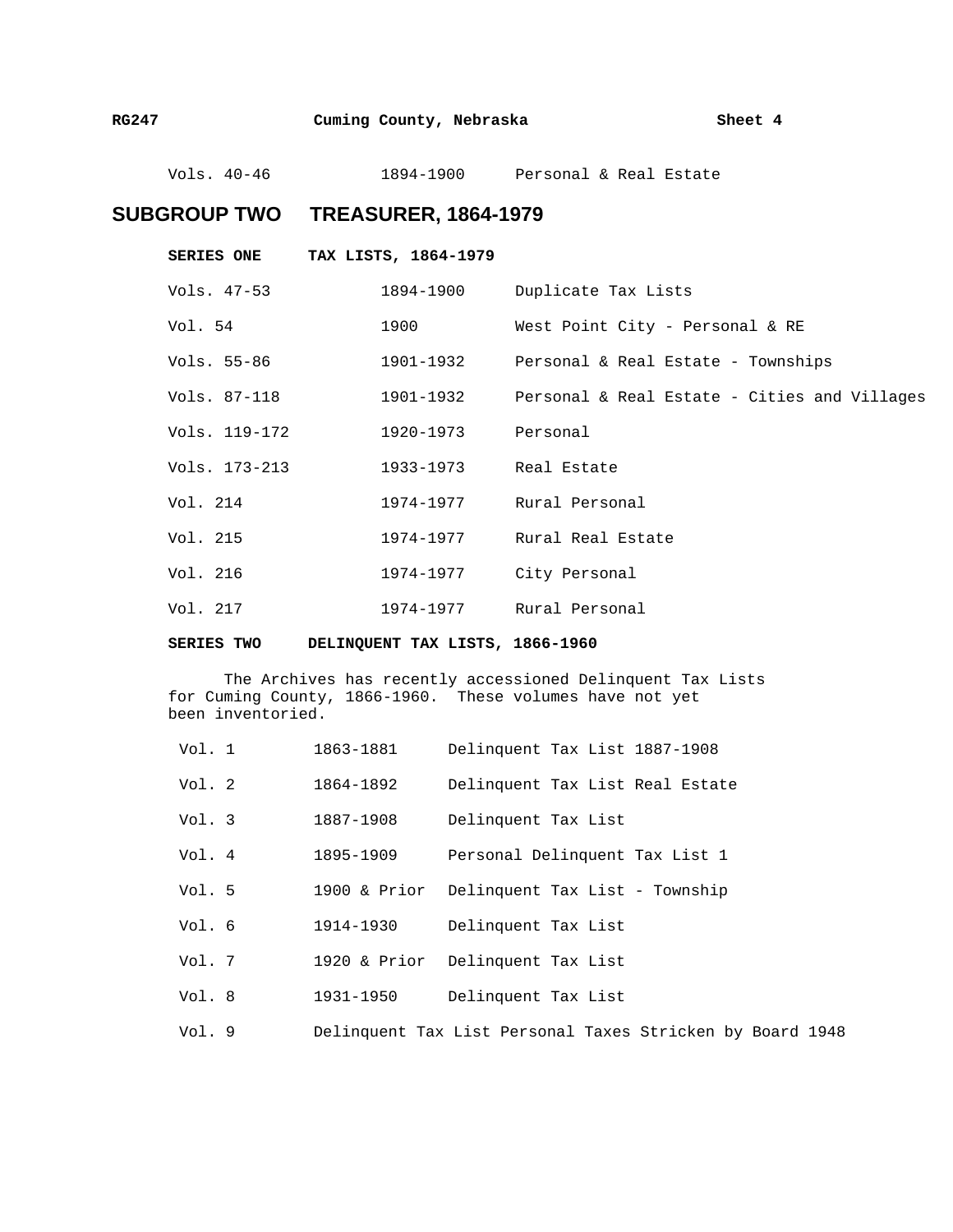| | | |
|---|---|---|
| Vols. 40-46 | 1894-1900 | Personal & Real Estate |

## SUBGROUP TWO TREASURER, 1864-1979

### SERIES ONE TAX LISTS, 1864-1979

| | | |
|---|---|---|
| Vols. 47-53 | 1894-1900 | Duplicate Tax Lists |
| Vol. 54 | 1900 | West Point City - Personal & RE |
| Vols. 55-86 | 1901-1932 | Personal & Real Estate - Townships |
| Vols. 87-118 | 1901-1932 | Personal & Real Estate - Cities and Villages |
| Vols. 119-172 | 1920-1973 | Personal |
| Vols. 173-213 | 1933-1973 | Real Estate |
| Vol. 214 | 1974-1977 | Rural Personal |
| Vol. 215 | 1974-1977 | Rural Real Estate |
| Vol. 216 | 1974-1977 | City Personal |
| Vol. 217 | 1974-1977 | Rural Personal |

### SERIES TWO DELINQUENT TAX LISTS, 1866-1960

The Archives has recently accessioned Delinquent Tax Lists for Cuming County, 1866-1960. These volumes have not yet been inventoried.

| | | |
|---|---|---|
| Vol. 1 | 1863-1881 | Delinquent Tax List 1887-1908 |
| Vol. 2 | 1864-1892 | Delinquent Tax List Real Estate |
| Vol. 3 | 1887-1908 | Delinquent Tax List |
| Vol. 4 | 1895-1909 | Personal Delinquent Tax List 1 |
| Vol. 5 | 1900 & Prior | Delinquent Tax List - Township |
| Vol. 6 | 1914-1930 | Delinquent Tax List |
| Vol. 7 | 1920 & Prior | Delinquent Tax List |
| Vol. 8 | 1931-1950 | Delinquent Tax List |
| Vol. 9 | Delinquent Tax List Personal Taxes Stricken by Board 1948 | |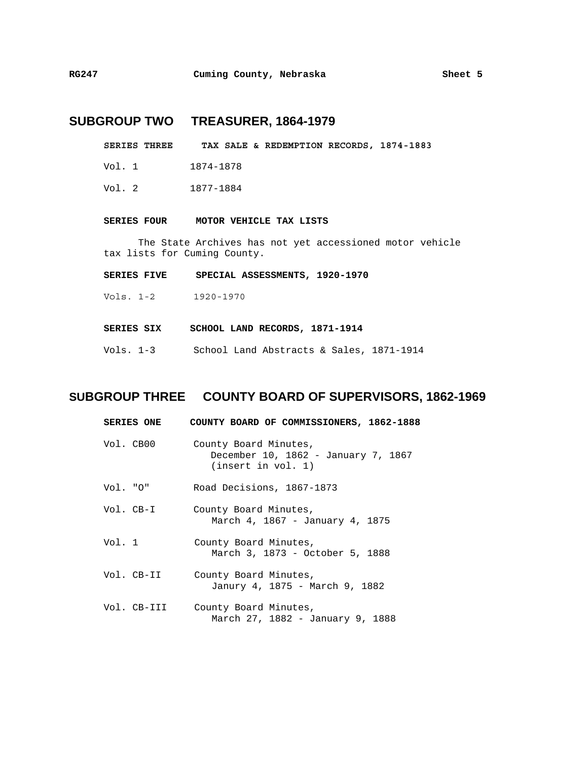## SUBGROUP TWO TREASURER, 1864-1979

**SERIES THREE TAX SALE & REDEMPTION RECORDS, 1874-1883**

| | |
|---|---|
| Vol. 1 | 1874-1878 |
| Vol. 2 | 1877-1884 |

**SERIES FOUR MOTOR VEHICLE TAX LISTS**

The State Archives has not yet accessioned motor vehicle tax lists for Cuming County.

**SERIES FIVE SPECIAL ASSESSMENTS, 1920-1970**

| | |
|---|---|
| Vols. 1-2 | 1920-1970 |

**SERIES SIX SCHOOL LAND RECORDS, 1871-1914**

| | |
|---|---|
| Vols. 1-3 | School Land Abstracts & Sales, 1871-1914 |

## SUBGROUP THREE COUNTY BOARD OF SUPERVISORS, 1862-1969

**SERIES ONE COUNTY BOARD OF COMMISSIONERS, 1862-1888**

| | |
|---|---|
| Vol. CB00 | County Board Minutes, December 10, 1862 - January 7, 1867 (insert in vol. 1) |
| Vol. "O" | Road Decisions, 1867-1873 |
| Vol. CB-I | County Board Minutes, March 4, 1867 - January 4, 1875 |
| Vol. 1 | County Board Minutes, March 3, 1873 - October 5, 1888 |
| Vol. CB-II | County Board Minutes, Janury 4, 1875 - March 9, 1882 |
| Vol. CB-III | County Board Minutes, March 27, 1882 - January 9, 1888 |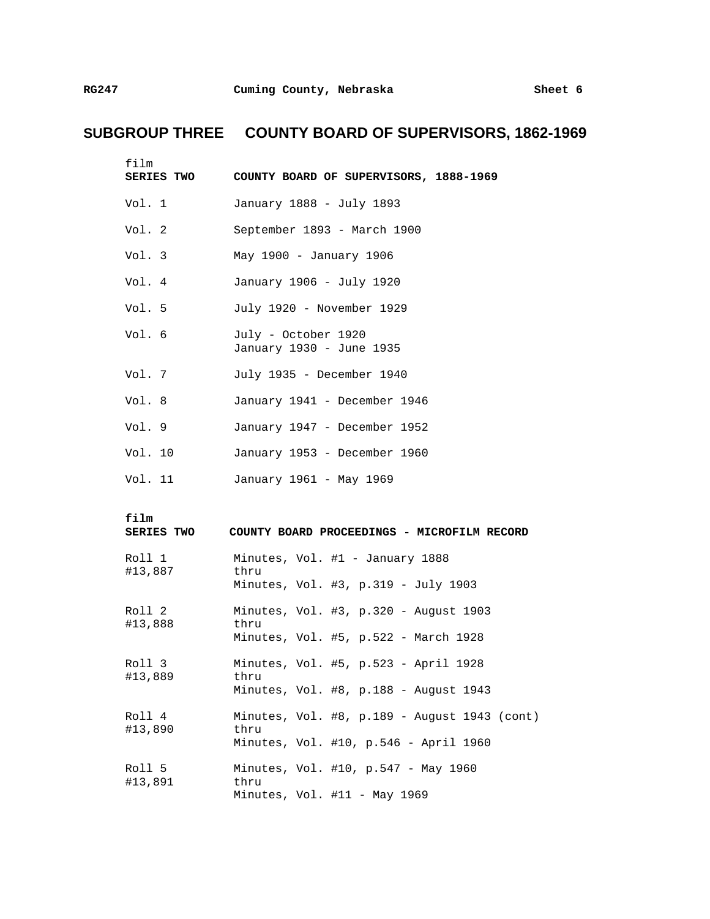# SUBGROUP THREE COUNTY BOARD OF SUPERVISORS, 1862-1969

film
**SERIES TWO COUNTY BOARD OF SUPERVISORS, 1888-1969**

| | |
|---|---|
| Vol. 1 | January 1888 - July 1893 |
| Vol. 2 | September 1893 - March 1900 |
| Vol. 3 | May 1900 - January 1906 |
| Vol. 4 | January 1906 - July 1920 |
| Vol. 5 | July 1920 - November 1929 |
| Vol. 6 | July - October 1920<br>January 1930 - June 1935 |
| Vol. 7 | July 1935 - December 1940 |
| Vol. 8 | January 1941 - December 1946 |
| Vol. 9 | January 1947 - December 1952 |
| Vol. 10 | January 1953 - December 1960 |
| Vol. 11 | January 1961 - May 1969 |

**film**
**SERIES TWO COUNTY BOARD PROCEEDINGS - MICROFILM RECORD**

| | |
|---|---|
| Roll 1<br>#13,887 | Minutes, Vol. #1 - January 1888<br>thru<br>Minutes, Vol. #3, p.319 - July 1903 |
| Roll 2<br>#13,888 | Minutes, Vol. #3, p.320 - August 1903<br>thru<br>Minutes, Vol. #5, p.522 - March 1928 |
| Roll 3<br>#13,889 | Minutes, Vol. #5, p.523 - April 1928<br>thru<br>Minutes, Vol. #8, p.188 - August 1943 |
| Roll 4<br>#13,890 | Minutes, Vol. #8, p.189 - August 1943 (cont)<br>thru<br>Minutes, Vol. #10, p.546 - April 1960 |
| Roll 5<br>#13,891 | Minutes, Vol. #10, p.547 - May 1960<br>thru<br>Minutes, Vol. #11 - May 1969 |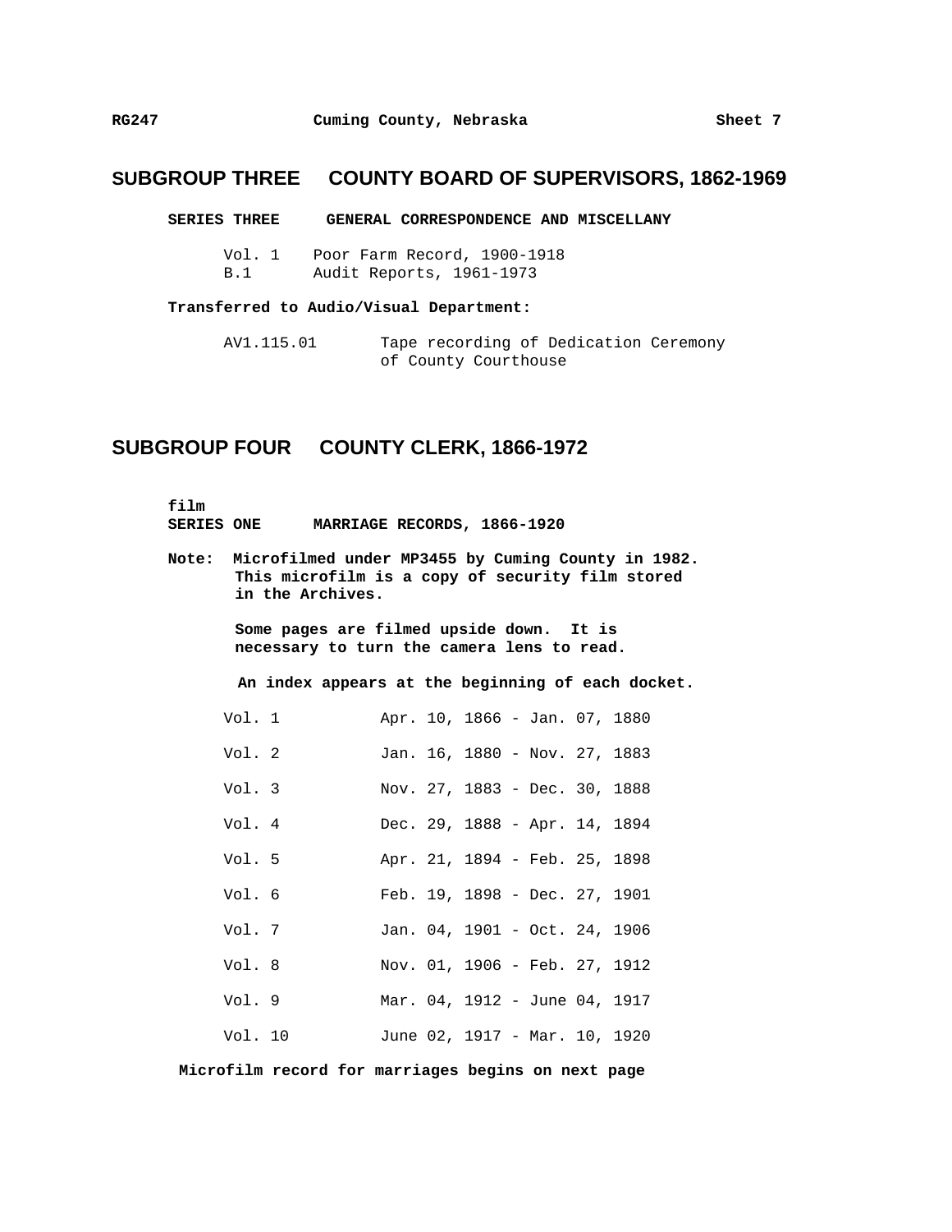## SUBGROUP THREE COUNTY BOARD OF SUPERVISORS, 1862-1969

### SERIES THREE GENERAL CORRESPONDENCE AND MISCELLANY

| | |
|---|---|
| Vol. 1 | Poor Farm Record, 1900-1918 |
| B.1 | Audit Reports, 1961-1973 |

**Transferred to Audio/Visual Department:**

| | |
|---|---|
| AV1.115.01 | Tape recording of Dedication Ceremony of County Courthouse |

## SUBGROUP FOUR COUNTY CLERK, 1866-1972

**film**
### SERIES ONE MARRIAGE RECORDS, 1866-1920

**Note: Microfilmed under MP3455 by Cuming County in 1982. This microfilm is a copy of security film stored in the Archives.**

**Some pages are filmed upside down. It is necessary to turn the camera lens to read.**

**An index appears at the beginning of each docket.**

| | |
|---|---|
| Vol. 1 | Apr. 10, 1866 - Jan. 07, 1880 |
| Vol. 2 | Jan. 16, 1880 - Nov. 27, 1883 |
| Vol. 3 | Nov. 27, 1883 - Dec. 30, 1888 |
| Vol. 4 | Dec. 29, 1888 - Apr. 14, 1894 |
| Vol. 5 | Apr. 21, 1894 - Feb. 25, 1898 |
| Vol. 6 | Feb. 19, 1898 - Dec. 27, 1901 |
| Vol. 7 | Jan. 04, 1901 - Oct. 24, 1906 |
| Vol. 8 | Nov. 01, 1906 - Feb. 27, 1912 |
| Vol. 9 | Mar. 04, 1912 - June 04, 1917 |
| Vol. 10 | June 02, 1917 - Mar. 10, 1920 |

**Microfilm record for marriages begins on next page**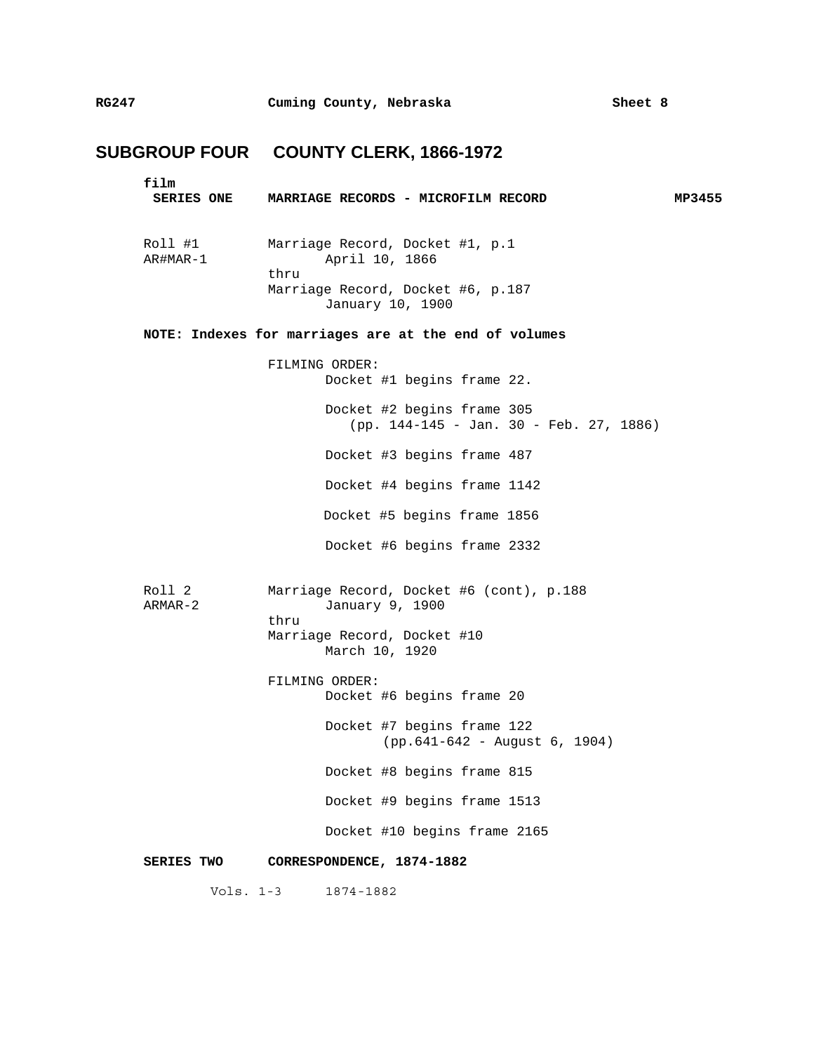## SUBGROUP FOUR COUNTY CLERK, 1866-1972

**film**
**SERIES ONE MARRIAGE RECORDS - MICROFILM RECORD MP3455**

Roll #1 
AR#MAR-1

Marriage Record, Docket #1, p.1
April 10, 1866
thru
Marriage Record, Docket #6, p.187
January 10, 1900

**NOTE: Indexes for marriages are at the end of volumes**

FILMING ORDER:
Docket #1 begins frame 22.

Docket #2 begins frame 305
(pp. 144-145 - Jan. 30 - Feb. 27, 1886)

Docket #3 begins frame 487

Docket #4 begins frame 1142

Docket #5 begins frame 1856

Docket #6 begins frame 2332

Roll 2 
ARMAR-2

Marriage Record, Docket #6 (cont), p.188
January 9, 1900
thru
Marriage Record, Docket #10
March 10, 1920

FILMING ORDER:
Docket #6 begins frame 20

Docket #7 begins frame 122
(pp.641-642 - August 6, 1904)

Docket #8 begins frame 815

Docket #9 begins frame 1513

Docket #10 begins frame 2165

**SERIES TWO CORRESPONDENCE, 1874-1882**

Vols. 1-3 1874-1882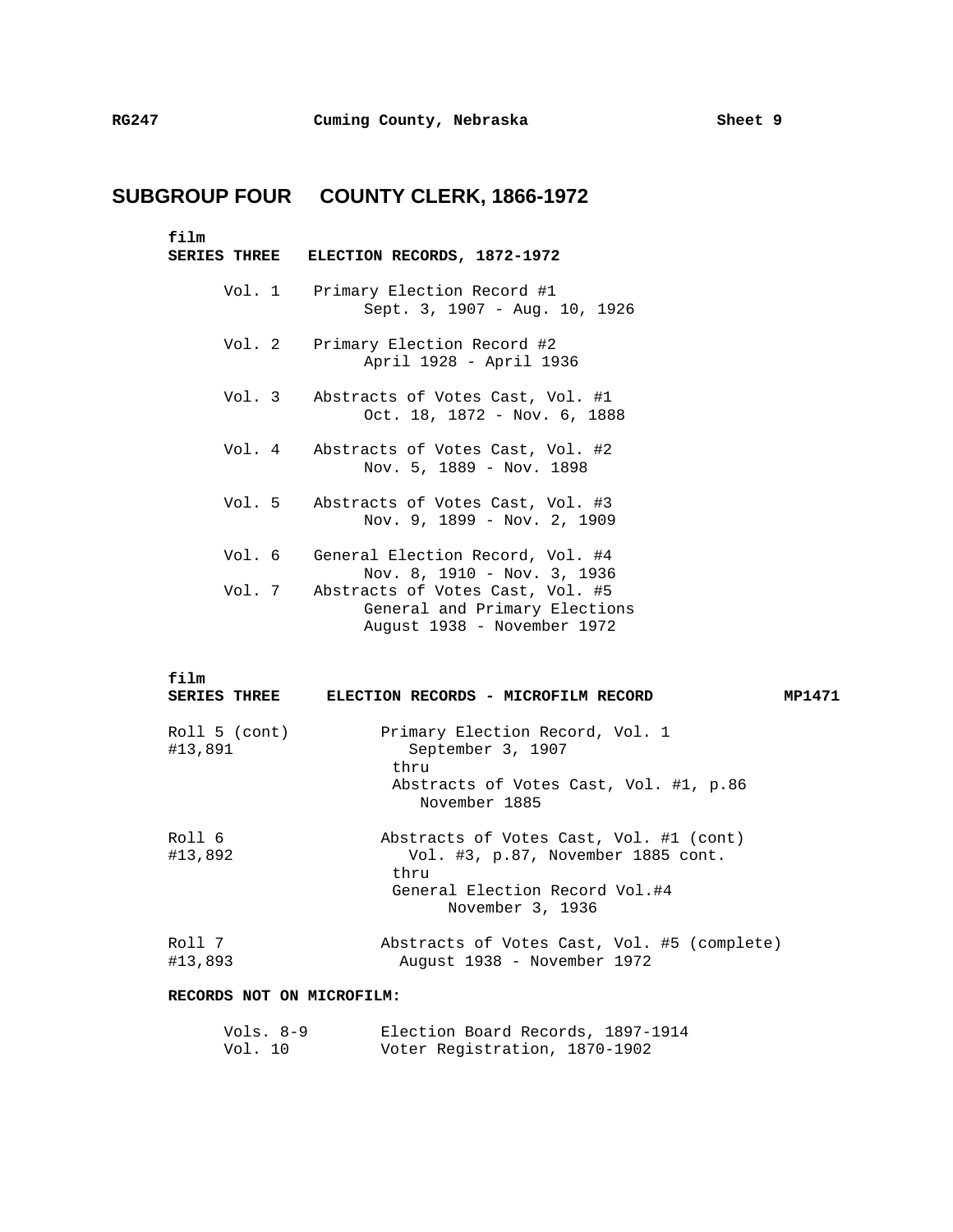## SUBGROUP FOUR COUNTY CLERK, 1866-1972

**film**
**SERIES THREE ELECTION RECORDS, 1872-1972**

| | |
|---|---|
| Vol. 1 | Primary Election Record #1<br>Sept. 3, 1907 - Aug. 10, 1926 |
| Vol. 2 | Primary Election Record #2<br>April 1928 - April 1936 |
| Vol. 3 | Abstracts of Votes Cast, Vol. #1<br>Oct. 18, 1872 - Nov. 6, 1888 |
| Vol. 4 | Abstracts of Votes Cast, Vol. #2<br>Nov. 5, 1889 - Nov. 1898 |
| Vol. 5 | Abstracts of Votes Cast, Vol. #3<br>Nov. 9, 1899 - Nov. 2, 1909 |
| Vol. 6 | General Election Record, Vol. #4<br>Nov. 8, 1910 - Nov. 3, 1936 |
| Vol. 7 | Abstracts of Votes Cast, Vol. #5<br>General and Primary Elections<br>August 1938 - November 1972 |

**film**
**SERIES THREE ELECTION RECORDS - MICROFILM RECORD** **MP1471**

| | |
|---|---|
| Roll 5 (cont)<br>#13,891 | Primary Election Record, Vol. 1<br>September 3, 1907<br>thru<br>Abstracts of Votes Cast, Vol. #1, p.86<br>November 1885 |
| Roll 6<br>#13,892 | Abstracts of Votes Cast, Vol. #1 (cont)<br>Vol. #3, p.87, November 1885 cont.<br>thru<br>General Election Record Vol.#4<br>November 3, 1936 |
| Roll 7<br>#13,893 | Abstracts of Votes Cast, Vol. #5 (complete)<br>August 1938 - November 1972 |

**RECORDS NOT ON MICROFILM:**

| | |
|---|---|
| Vols. 8-9 | Election Board Records, 1897-1914 |
| Vol. 10 | Voter Registration, 1870-1902 |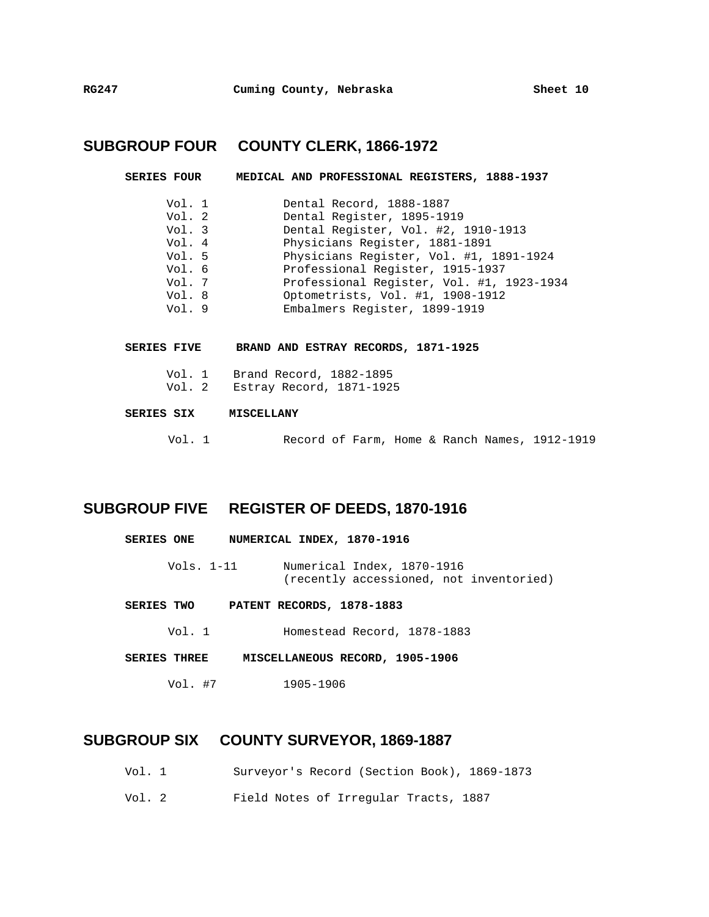## SUBGROUP FOUR    COUNTY CLERK, 1866-1972

### SERIES FOUR    MEDICAL AND PROFESSIONAL REGISTERS, 1888-1937

| | |
|---|---|
| Vol. 1 | Dental Record, 1888-1887 |
| Vol. 2 | Dental Register, 1895-1919 |
| Vol. 3 | Dental Register, Vol. #2, 1910-1913 |
| Vol. 4 | Physicians Register, 1881-1891 |
| Vol. 5 | Physicians Register, Vol. #1, 1891-1924 |
| Vol. 6 | Professional Register, 1915-1937 |
| Vol. 7 | Professional Register, Vol. #1, 1923-1934 |
| Vol. 8 | Optometrists, Vol. #1, 1908-1912 |
| Vol. 9 | Embalmers Register, 1899-1919 |

### SERIES FIVE    BRAND AND ESTRAY RECORDS, 1871-1925

| | |
|---|---|
| Vol. 1 | Brand Record, 1882-1895 |
| Vol. 2 | Estray Record, 1871-1925 |

### SERIES SIX    MISCELLANY

| | |
|---|---|
| Vol. 1 | Record of Farm, Home & Ranch Names, 1912-1919 |

## SUBGROUP FIVE    REGISTER OF DEEDS, 1870-1916

### SERIES ONE    NUMERICAL INDEX, 1870-1916

| | |
|---|---|
| Vols. 1-11 | Numerical Index, 1870-1916<br>(recently accessioned, not inventoried) |

### SERIES TWO    PATENT RECORDS, 1878-1883

| | |
|---|---|
| Vol. 1 | Homestead Record, 1878-1883 |

### SERIES THREE    MISCELLANEOUS RECORD, 1905-1906

| | |
|---|---|
| Vol. #7 | 1905-1906 |

## SUBGROUP SIX    COUNTY SURVEYOR, 1869-1887

| | |
|---|---|
| Vol. 1 | Surveyor's Record (Section Book), 1869-1873 |
| Vol. 2 | Field Notes of Irregular Tracts, 1887 |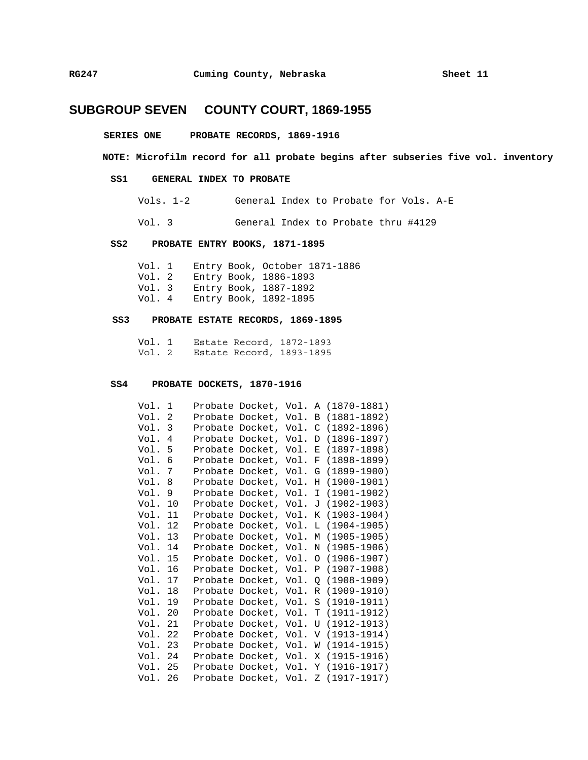## SUBGROUP SEVEN COUNTY COURT, 1869-1955

### SERIES ONE PROBATE RECORDS, 1869-1916

**NOTE: Microfilm record for all probate begins after subseries five vol. inventory**

#### SS1 GENERAL INDEX TO PROBATE

Vols. 1-2 General Index to Probate for Vols. A-E

Vol. 3 General Index to Probate thru #4129

#### SS2 PROBATE ENTRY BOOKS, 1871-1895

Vol. 1 Entry Book, October 1871-1886
Vol. 2 Entry Book, 1886-1893
Vol. 3 Entry Book, 1887-1892
Vol. 4 Entry Book, 1892-1895

#### SS3 PROBATE ESTATE RECORDS, 1869-1895

Vol. 1 Estate Record, 1872-1893
Vol. 2 Estate Record, 1893-1895

#### SS4 PROBATE DOCKETS, 1870-1916

Vol. 1 Probate Docket, Vol. A (1870-1881)
Vol. 2 Probate Docket, Vol. B (1881-1892)
Vol. 3 Probate Docket, Vol. C (1892-1896)
Vol. 4 Probate Docket, Vol. D (1896-1897)
Vol. 5 Probate Docket, Vol. E (1897-1898)
Vol. 6 Probate Docket, Vol. F (1898-1899)
Vol. 7 Probate Docket, Vol. G (1899-1900)
Vol. 8 Probate Docket, Vol. H (1900-1901)
Vol. 9 Probate Docket, Vol. I (1901-1902)
Vol. 10 Probate Docket, Vol. J (1902-1903)
Vol. 11 Probate Docket, Vol. K (1903-1904)
Vol. 12 Probate Docket, Vol. L (1904-1905)
Vol. 13 Probate Docket, Vol. M (1905-1905)
Vol. 14 Probate Docket, Vol. N (1905-1906)
Vol. 15 Probate Docket, Vol. O (1906-1907)
Vol. 16 Probate Docket, Vol. P (1907-1908)
Vol. 17 Probate Docket, Vol. Q (1908-1909)
Vol. 18 Probate Docket, Vol. R (1909-1910)
Vol. 19 Probate Docket, Vol. S (1910-1911)
Vol. 20 Probate Docket, Vol. T (1911-1912)
Vol. 21 Probate Docket, Vol. U (1912-1913)
Vol. 22 Probate Docket, Vol. V (1913-1914)
Vol. 23 Probate Docket, Vol. W (1914-1915)
Vol. 24 Probate Docket, Vol. X (1915-1916)
Vol. 25 Probate Docket, Vol. Y (1916-1917)
Vol. 26 Probate Docket, Vol. Z (1917-1917)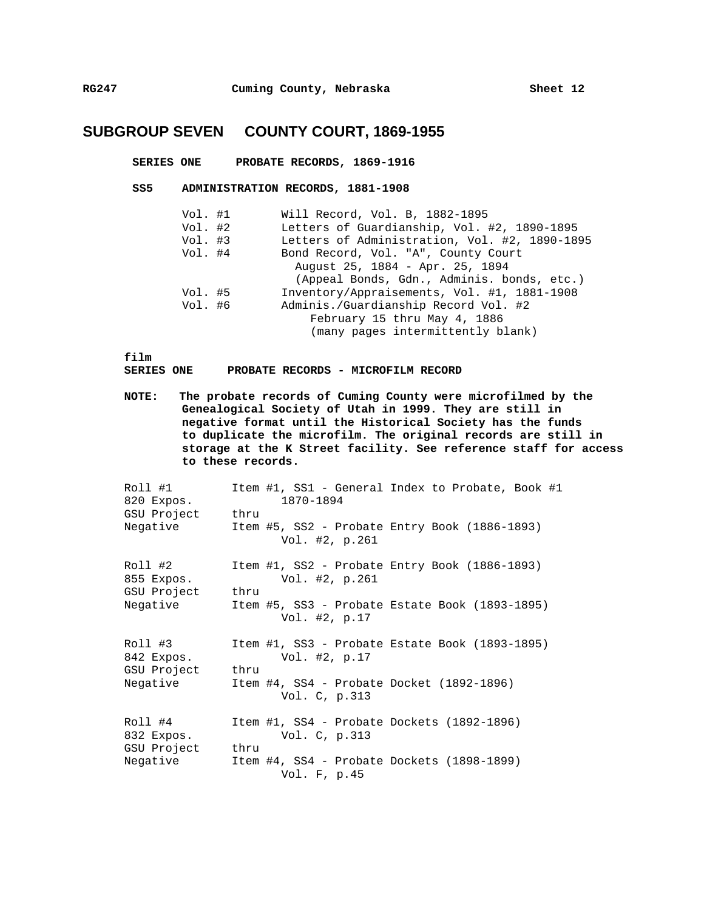## SUBGROUP SEVEN COUNTY COURT, 1869-1955

**SERIES ONE PROBATE RECORDS, 1869-1916**

**SS5 ADMINISTRATION RECORDS, 1881-1908**

| | |
|---|---|
| Vol. #1 | Will Record, Vol. B, 1882-1895 |
| Vol. #2 | Letters of Guardianship, Vol. #2, 1890-1895 |
| Vol. #3 | Letters of Administration, Vol. #2, 1890-1895 |
| Vol. #4 | Bond Record, Vol. "A", County Court August 25, 1884 - Apr. 25, 1894 (Appeal Bonds, Gdn., Adminis. bonds, etc.) |
| Vol. #5 | Inventory/Appraisements, Vol. #1, 1881-1908 |
| Vol. #6 | Adminis./Guardianship Record Vol. #2 February 15 thru May 4, 1886 (many pages intermittently blank) |

**film**
**SERIES ONE PROBATE RECORDS - MICROFILM RECORD**

**NOTE: The probate records of Cuming County were microfilmed by the Genealogical Society of Utah in 1999. They are still in negative format until the Historical Society has the funds to duplicate the microfilm. The original records are still in storage at the K Street facility. See reference staff for access to these records.**

| | |
|---|---|
| Roll #1<br>820 Expos.<br>GSU Project<br>Negative | Item #1, SS1 - General Index to Probate, Book #1 1870-1894<br>thru<br>Item #5, SS2 - Probate Entry Book (1886-1893) Vol. #2, p.261 |
| Roll #2<br>855 Expos.<br>GSU Project<br>Negative | Item #1, SS2 - Probate Entry Book (1886-1893) Vol. #2, p.261<br>thru<br>Item #5, SS3 - Probate Estate Book (1893-1895) Vol. #2, p.17 |
| Roll #3<br>842 Expos.<br>GSU Project<br>Negative | Item #1, SS3 - Probate Estate Book (1893-1895) Vol. #2, p.17<br>thru<br>Item #4, SS4 - Probate Docket (1892-1896) Vol. C, p.313 |
| Roll #4<br>832 Expos.<br>GSU Project<br>Negative | Item #1, SS4 - Probate Dockets (1892-1896) Vol. C, p.313<br>thru<br>Item #4, SS4 - Probate Dockets (1898-1899) Vol. F, p.45 |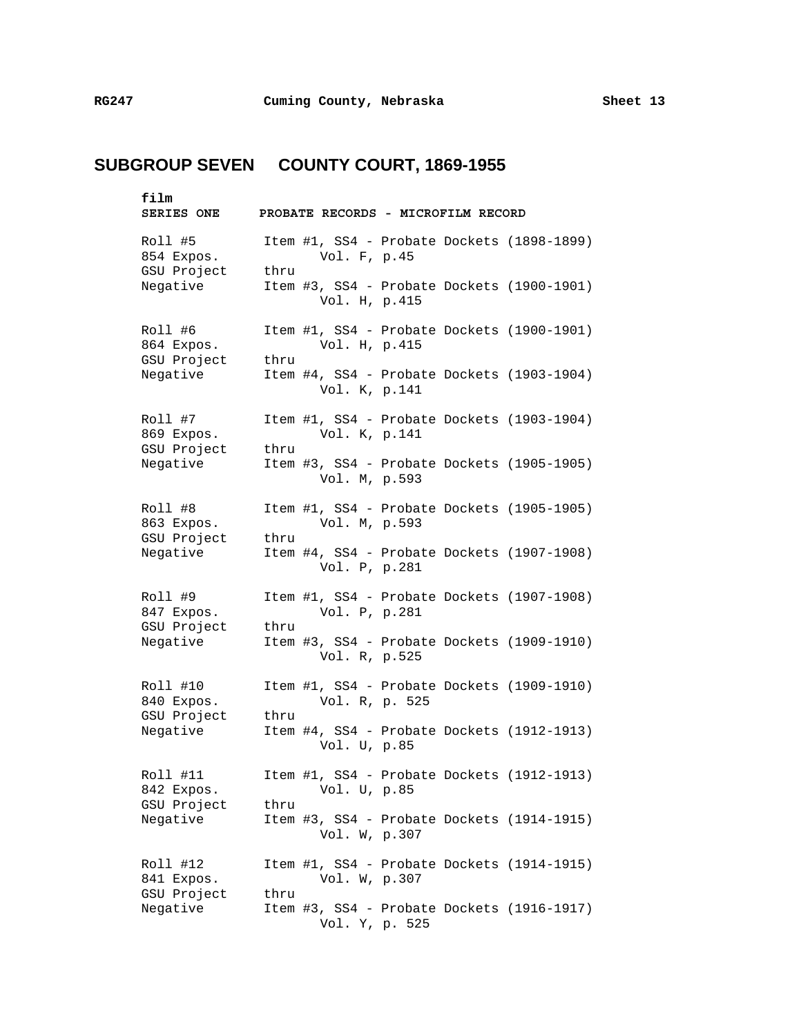## SUBGROUP SEVEN COUNTY COURT, 1869-1955

**film**

**SERIES ONE PROBATE RECORDS - MICROFILM RECORD**

| | |
|---|---|
| Roll #5<br>854 Expos.<br>GSU Project<br>Negative | Item #1, SS4 - Probate Dockets (1898-1899)<br>Vol. F, p.45<br>thru<br>Item #3, SS4 - Probate Dockets (1900-1901)<br>Vol. H, p.415 |
| Roll #6<br>864 Expos.<br>GSU Project<br>Negative | Item #1, SS4 - Probate Dockets (1900-1901)<br>Vol. H, p.415<br>thru<br>Item #4, SS4 - Probate Dockets (1903-1904)<br>Vol. K, p.141 |
| Roll #7<br>869 Expos.<br>GSU Project<br>Negative | Item #1, SS4 - Probate Dockets (1903-1904)<br>Vol. K, p.141<br>thru<br>Item #3, SS4 - Probate Dockets (1905-1905)<br>Vol. M, p.593 |
| Roll #8<br>863 Expos.<br>GSU Project<br>Negative | Item #1, SS4 - Probate Dockets (1905-1905)<br>Vol. M, p.593<br>thru<br>Item #4, SS4 - Probate Dockets (1907-1908)<br>Vol. P, p.281 |
| Roll #9<br>847 Expos.<br>GSU Project<br>Negative | Item #1, SS4 - Probate Dockets (1907-1908)<br>Vol. P, p.281<br>thru<br>Item #3, SS4 - Probate Dockets (1909-1910)<br>Vol. R, p.525 |
| Roll #10<br>840 Expos.<br>GSU Project<br>Negative | Item #1, SS4 - Probate Dockets (1909-1910)<br>Vol. R, p. 525<br>thru<br>Item #4, SS4 - Probate Dockets (1912-1913)<br>Vol. U, p.85 |
| Roll #11<br>842 Expos.<br>GSU Project<br>Negative | Item #1, SS4 - Probate Dockets (1912-1913)<br>Vol. U, p.85<br>thru<br>Item #3, SS4 - Probate Dockets (1914-1915)<br>Vol. W, p.307 |
| Roll #12<br>841 Expos.<br>GSU Project<br>Negative | Item #1, SS4 - Probate Dockets (1914-1915)<br>Vol. W, p.307<br>thru<br>Item #3, SS4 - Probate Dockets (1916-1917)<br>Vol. Y, p. 525 |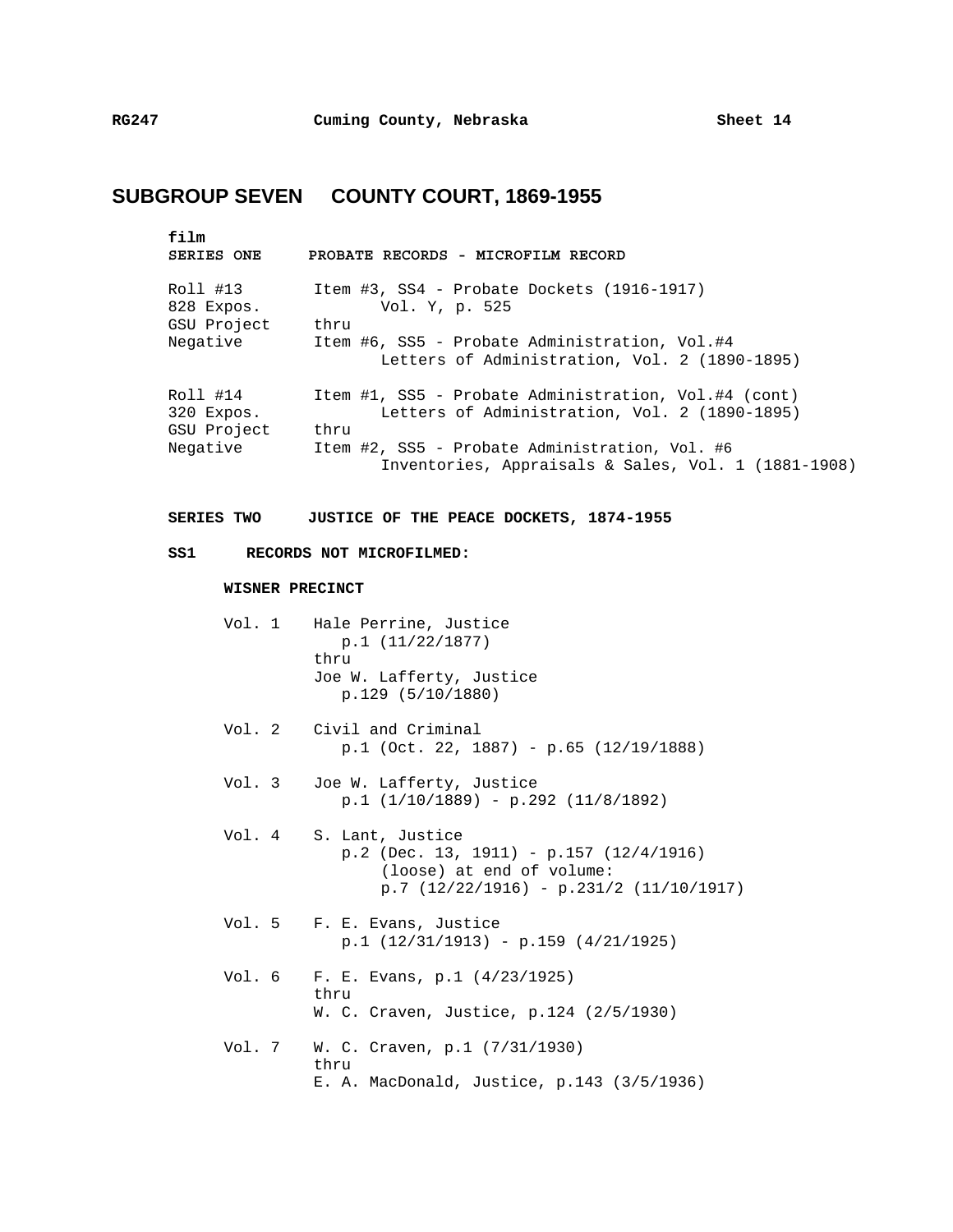## SUBGROUP SEVEN COUNTY COURT, 1869-1955

**film**
**SERIES ONE PROBATE RECORDS - MICROFILM RECORD**

| | |
|---|---|
| Roll #13<br>828 Expos.<br>GSU Project<br>Negative | Item #3, SS4 - Probate Dockets (1916-1917)<br>Vol. Y, p. 525<br>thru<br>Item #6, SS5 - Probate Administration, Vol.#4<br>Letters of Administration, Vol. 2 (1890-1895) |
| Roll #14<br>320 Expos.<br>GSU Project<br>Negative | Item #1, SS5 - Probate Administration, Vol.#4 (cont)<br>Letters of Administration, Vol. 2 (1890-1895)<br>thru<br>Item #2, SS5 - Probate Administration, Vol. #6<br>Inventories, Appraisals & Sales, Vol. 1 (1881-1908) |

**SERIES TWO JUSTICE OF THE PEACE DOCKETS, 1874-1955**

**SS1 RECORDS NOT MICROFILMED:**

**WISNER PRECINCT**

Vol. 1 Hale Perrine, Justice
p.1 (11/22/1877)
thru
Joe W. Lafferty, Justice
p.129 (5/10/1880)

Vol. 2 Civil and Criminal
p.1 (Oct. 22, 1887) - p.65 (12/19/1888)

Vol. 3 Joe W. Lafferty, Justice
p.1 (1/10/1889) - p.292 (11/8/1892)

Vol. 4 S. Lant, Justice
p.2 (Dec. 13, 1911) - p.157 (12/4/1916)
(loose) at end of volume:
p.7 (12/22/1916) - p.231/2 (11/10/1917)

Vol. 5 F. E. Evans, Justice
p.1 (12/31/1913) - p.159 (4/21/1925)

Vol. 6 F. E. Evans, p.1 (4/23/1925)
thru
W. C. Craven, Justice, p.124 (2/5/1930)

Vol. 7 W. C. Craven, p.1 (7/31/1930)
thru
E. A. MacDonald, Justice, p.143 (3/5/1936)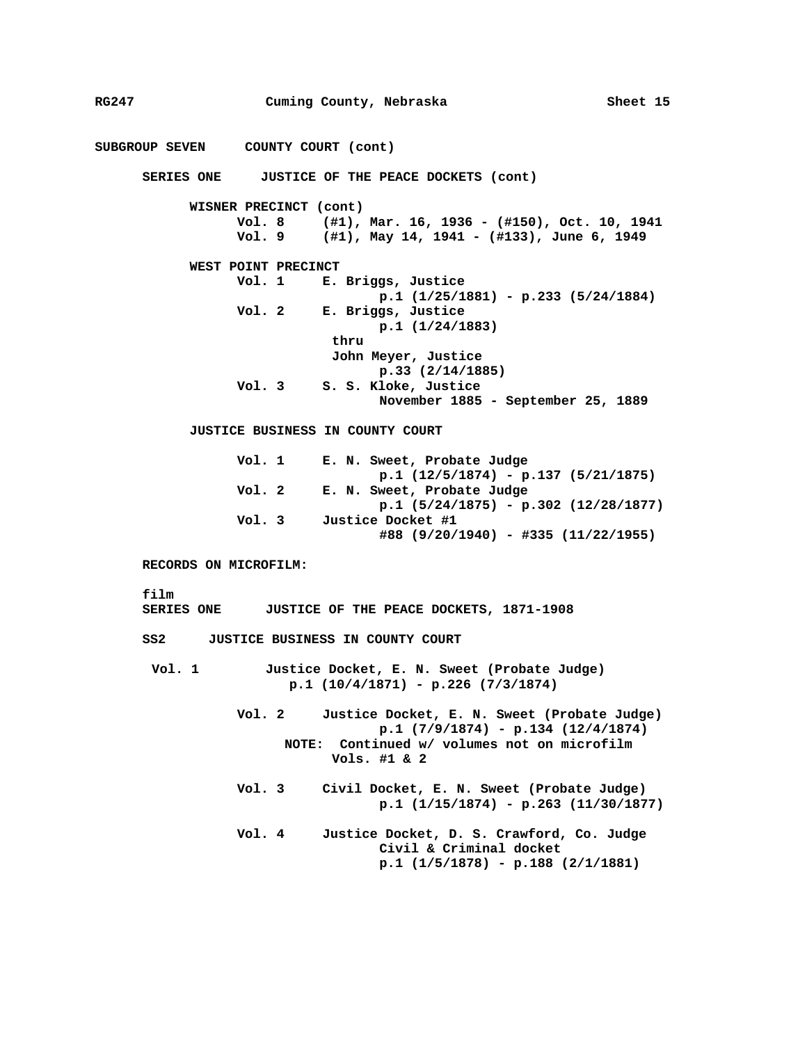**SUBGROUP SEVEN COUNTY COURT (cont)**

**SERIES ONE JUSTICE OF THE PEACE DOCKETS (cont)**

**WISNER PRECINCT (cont)**

- **Vol. 8** (#1), Mar. 16, 1936 - (#150), Oct. 10, 1941
- **Vol. 9** (#1), May 14, 1941 - (#133), June 6, 1949

**WEST POINT PRECINCT**

- **Vol. 1** E. Briggs, Justice
  p.1 (1/25/1881) - p.233 (5/24/1884)
- **Vol. 2** E. Briggs, Justice
  p.1 (1/24/1883)
  thru
  John Meyer, Justice
  p.33 (2/14/1885)
- **Vol. 3** S. S. Kloke, Justice
  November 1885 - September 25, 1889

**JUSTICE BUSINESS IN COUNTY COURT**

- **Vol. 1** E. N. Sweet, Probate Judge
  p.1 (12/5/1874) - p.137 (5/21/1875)
- **Vol. 2** E. N. Sweet, Probate Judge
  p.1 (5/24/1875) - p.302 (12/28/1877)
- **Vol. 3** Justice Docket #1
  #88 (9/20/1940) - #335 (11/22/1955)

**RECORDS ON MICROFILM:**

**film**
**SERIES ONE JUSTICE OF THE PEACE DOCKETS, 1871-1908**

**SS2 JUSTICE BUSINESS IN COUNTY COURT**

- **Vol. 1** Justice Docket, E. N. Sweet (Probate Judge)
  p.1 (10/4/1871) - p.226 (7/3/1874)

- **Vol. 2** Justice Docket, E. N. Sweet (Probate Judge)
  p.1 (7/9/1874) - p.134 (12/4/1874)
  **NOTE:** Continued w/ volumes not on microfilm
  Vols. #1 & 2

- **Vol. 3** Civil Docket, E. N. Sweet (Probate Judge)
  p.1 (1/15/1874) - p.263 (11/30/1877)

- **Vol. 4** Justice Docket, D. S. Crawford, Co. Judge
  Civil & Criminal docket
  p.1 (1/5/1878) - p.188 (2/1/1881)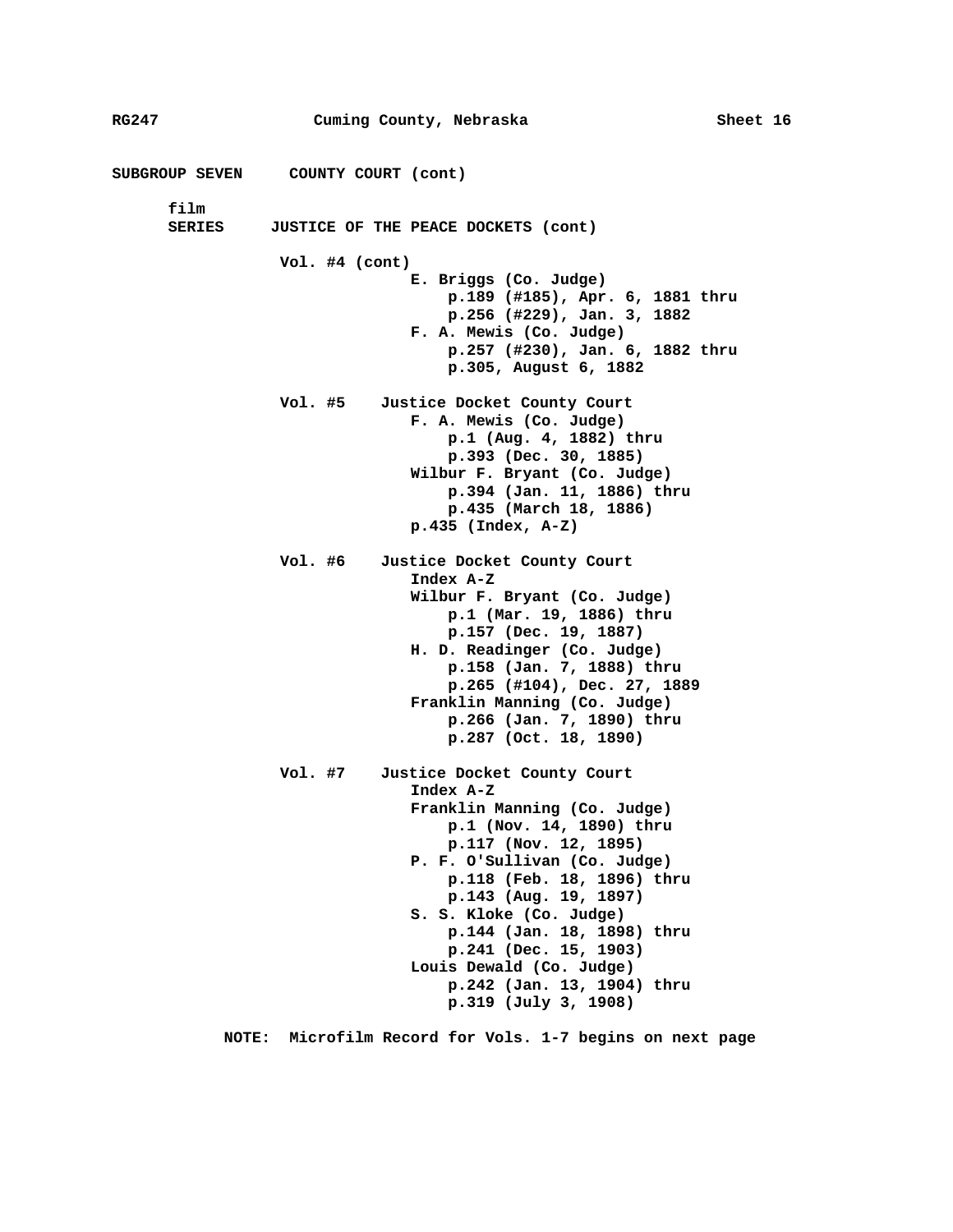SUBGROUP SEVEN     COUNTY COURT (cont)

film
SERIES     JUSTICE OF THE PEACE DOCKETS (cont)

Vol. #4 (cont)
- E. Briggs (Co. Judge)
  - p.189 (#185), Apr. 6, 1881 thru
  - p.256 (#229), Jan. 3, 1882
- F. A. Mewis (Co. Judge)
  - p.257 (#230), Jan. 6, 1882 thru
  - p.305, August 6, 1882

Vol. #5     Justice Docket County Court
- F. A. Mewis (Co. Judge)
  - p.1 (Aug. 4, 1882) thru
  - p.393 (Dec. 30, 1885)
- Wilbur F. Bryant (Co. Judge)
  - p.394 (Jan. 11, 1886) thru
  - p.435 (March 18, 1886)
- p.435 (Index, A-Z)

Vol. #6     Justice Docket County Court
- Index A-Z
- Wilbur F. Bryant (Co. Judge)
  - p.1 (Mar. 19, 1886) thru
  - p.157 (Dec. 19, 1887)
- H. D. Readinger (Co. Judge)
  - p.158 (Jan. 7, 1888) thru
  - p.265 (#104), Dec. 27, 1889
- Franklin Manning (Co. Judge)
  - p.266 (Jan. 7, 1890) thru
  - p.287 (Oct. 18, 1890)

Vol. #7     Justice Docket County Court
- Index A-Z
- Franklin Manning (Co. Judge)
  - p.1 (Nov. 14, 1890) thru
  - p.117 (Nov. 12, 1895)
- P. F. O'Sullivan (Co. Judge)
  - p.118 (Feb. 18, 1896) thru
  - p.143 (Aug. 19, 1897)
- S. S. Kloke (Co. Judge)
  - p.144 (Jan. 18, 1898) thru
  - p.241 (Dec. 15, 1903)
- Louis Dewald (Co. Judge)
  - p.242 (Jan. 13, 1904) thru
  - p.319 (July 3, 1908)

**NOTE:** Microfilm Record for Vols. 1-7 begins on next page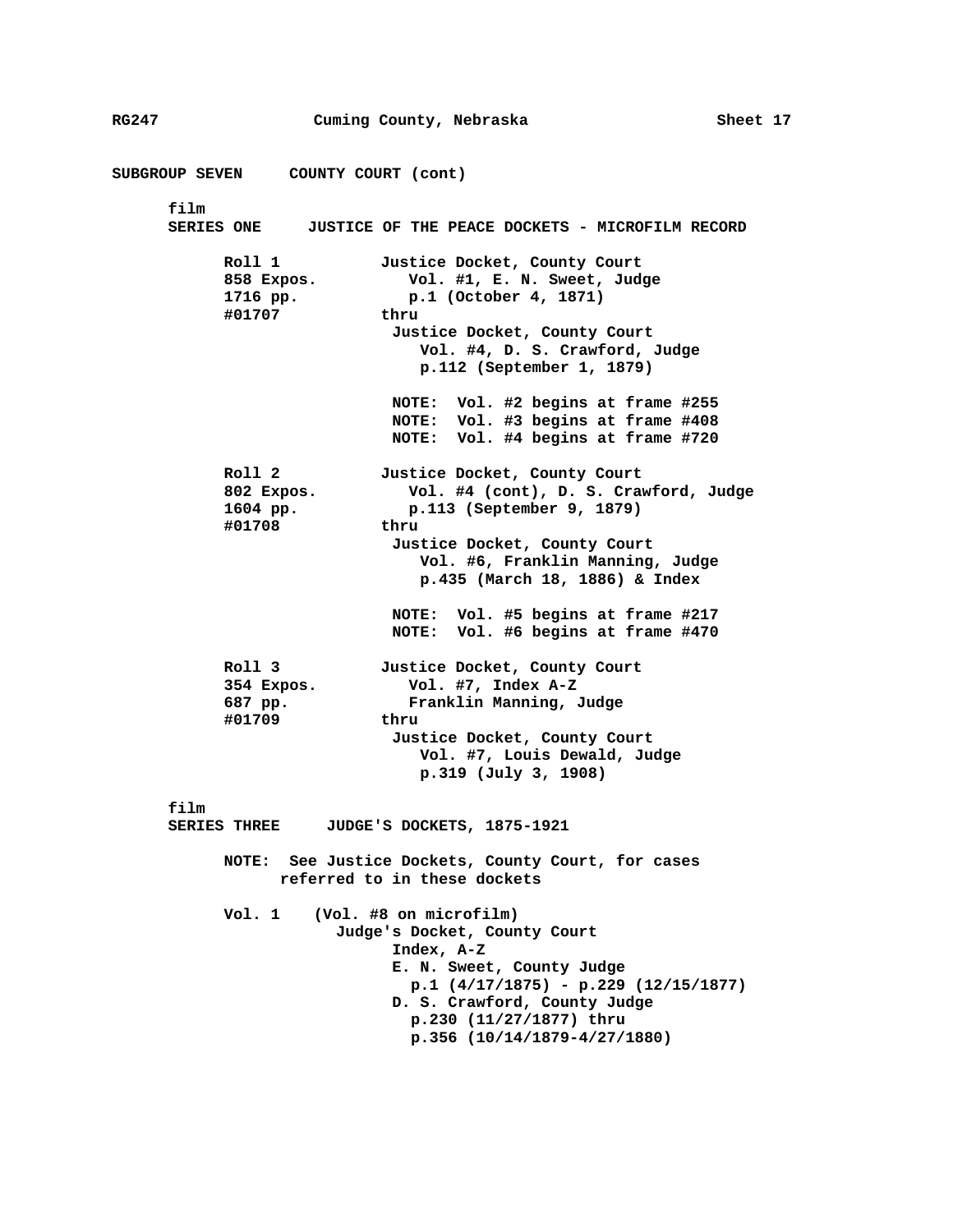## SUBGROUP SEVEN COUNTY COURT (cont)

film
### SERIES ONE JUSTICE OF THE PEACE DOCKETS - MICROFILM RECORD

**Roll 1**
**858 Expos.**
**1716 pp.**
**#01707**

**Justice Docket, County Court**
**Vol. #1, E. N. Sweet, Judge**
**p.1 (October 4, 1871)**
**thru**
**Justice Docket, County Court**
**Vol. #4, D. S. Crawford, Judge**
**p.112 (September 1, 1879)**

**NOTE: Vol. #2 begins at frame #255**
**NOTE: Vol. #3 begins at frame #408**
**NOTE: Vol. #4 begins at frame #720**

**Roll 2**
**802 Expos.**
**1604 pp.**
**#01708**

**Justice Docket, County Court**
**Vol. #4 (cont), D. S. Crawford, Judge**
**p.113 (September 9, 1879)**
**thru**
**Justice Docket, County Court**
**Vol. #6, Franklin Manning, Judge**
**p.435 (March 18, 1886) & Index**

**NOTE: Vol. #5 begins at frame #217**
**NOTE: Vol. #6 begins at frame #470**

**Roll 3**
**354 Expos.**
**687 pp.**
**#01709**

**Justice Docket, County Court**
**Vol. #7, Index A-Z**
**Franklin Manning, Judge**
**thru**
**Justice Docket, County Court**
**Vol. #7, Louis Dewald, Judge**
**p.319 (July 3, 1908)**

film
### SERIES THREE JUDGE'S DOCKETS, 1875-1921

**NOTE: See Justice Dockets, County Court, for cases referred to in these dockets**

**Vol. 1 (Vol. #8 on microfilm)**
**Judge's Docket, County Court**
**Index, A-Z**
**E. N. Sweet, County Judge**
**p.1 (4/17/1875) - p.229 (12/15/1877)**
**D. S. Crawford, County Judge**
**p.230 (11/27/1877) thru**
**p.356 (10/14/1879-4/27/1880)**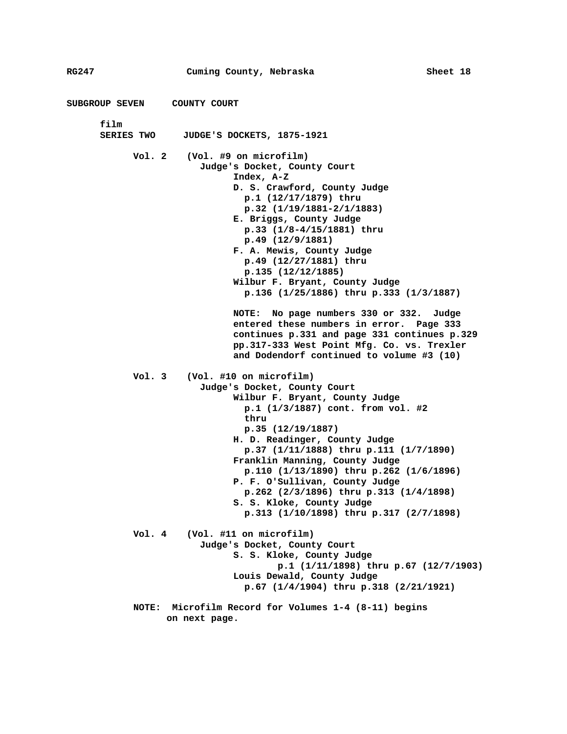SUBGROUP SEVEN     COUNTY COURT

film
SERIES TWO     JUDGE'S DOCKETS, 1875-1921

**Vol. 2**   (Vol. #9 on microfilm)
Judge's Docket, County Court
- Index, A-Z
- D. S. Crawford, County Judge
  - p.1 (12/17/1879) thru
  - p.32 (1/19/1881-2/1/1883)
- E. Briggs, County Judge
  - p.33 (1/8-4/15/1881) thru
  - p.49 (12/9/1881)
- F. A. Mewis, County Judge
  - p.49 (12/27/1881) thru
  - p.135 (12/12/1885)
- Wilbur F. Bryant, County Judge
  - p.136 (1/25/1886) thru p.333 (1/3/1887)

NOTE: No page numbers 330 or 332. Judge entered these numbers in error. Page 333 continues p.331 and page 331 continues p.329 pp.317-333 West Point Mfg. Co. vs. Trexler and Dodendorf continued to volume #3 (10)

**Vol. 3**   (Vol. #10 on microfilm)
Judge's Docket, County Court
- Wilbur F. Bryant, County Judge
  - p.1 (1/3/1887) cont. from vol. #2 thru
  - p.35 (12/19/1887)
- H. D. Readinger, County Judge
  - p.37 (1/11/1888) thru p.111 (1/7/1890)
- Franklin Manning, County Judge
  - p.110 (1/13/1890) thru p.262 (1/6/1896)
- P. F. O'Sullivan, County Judge
  - p.262 (2/3/1896) thru p.313 (1/4/1898)
- S. S. Kloke, County Judge
  - p.313 (1/10/1898) thru p.317 (2/7/1898)

**Vol. 4**   (Vol. #11 on microfilm)
Judge's Docket, County Court
- S. S. Kloke, County Judge
  - p.1 (1/11/1898) thru p.67 (12/7/1903)
- Louis Dewald, County Judge
  - p.67 (1/4/1904) thru p.318 (2/21/1921)

NOTE: Microfilm Record for Volumes 1-4 (8-11) begins on next page.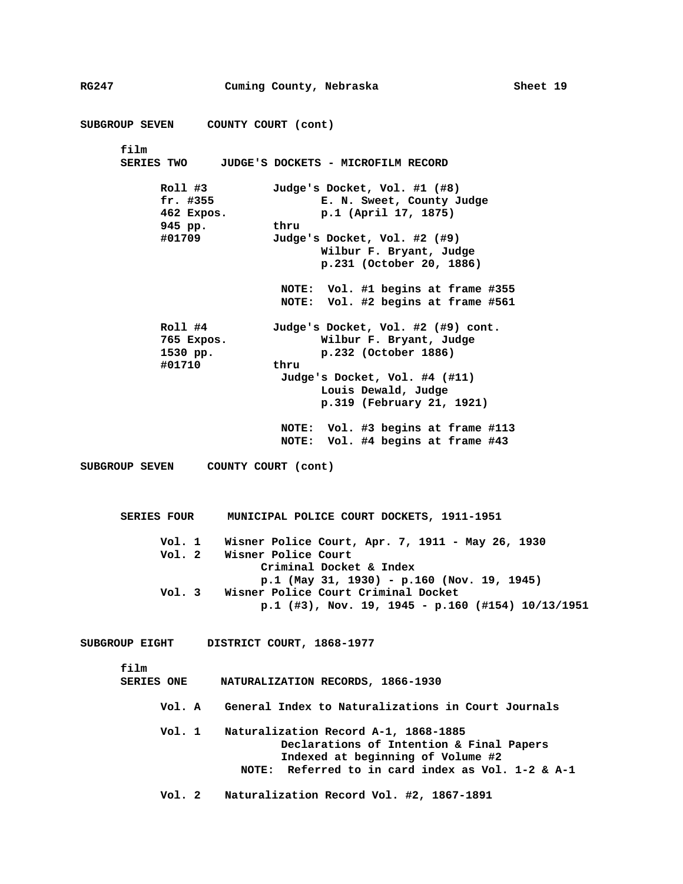**SUBGROUP SEVEN COUNTY COURT (cont)**

film

**SERIES TWO JUDGE'S DOCKETS - MICROFILM RECORD**

| | |
|---|---|
| **Roll #3**<br>**fr. #355**<br>**462 Expos.**<br>**945 pp.**<br>**#01709** | **Judge's Docket, Vol. #1 (#8)**<br>**E. N. Sweet, County Judge**<br>**p.1 (April 17, 1875)**<br>**thru**<br>**Judge's Docket, Vol. #2 (#9)**<br>**Wilbur F. Bryant, Judge**<br>**p.231 (October 20, 1886)**<br><br>**NOTE: Vol. #1 begins at frame #355**<br>**NOTE: Vol. #2 begins at frame #561** |
| **Roll #4**<br>**765 Expos.**<br>**1530 pp.**<br>**#01710** | **Judge's Docket, Vol. #2 (#9) cont.**<br>**Wilbur F. Bryant, Judge**<br>**p.232 (October 1886)**<br>**thru**<br>**Judge's Docket, Vol. #4 (#11)**<br>**Louis Dewald, Judge**<br>**p.319 (February 21, 1921)**<br><br>**NOTE: Vol. #3 begins at frame #113**<br>**NOTE: Vol. #4 begins at frame #43** |

**SUBGROUP SEVEN COUNTY COURT (cont)**

**SERIES FOUR MUNICIPAL POLICE COURT DOCKETS, 1911-1951**

**Vol. 1** Wisner Police Court, Apr. 7, 1911 - May 26, 1930

**Vol. 2** Wisner Police Court
Criminal Docket & Index
p.1 (May 31, 1930) - p.160 (Nov. 19, 1945)

**Vol. 3** Wisner Police Court Criminal Docket
p.1 (#3), Nov. 19, 1945 - p.160 (#154) 10/13/1951

**SUBGROUP EIGHT DISTRICT COURT, 1868-1977**

film

**SERIES ONE NATURALIZATION RECORDS, 1866-1930**

**Vol. A** General Index to Naturalizations in Court Journals

**Vol. 1** Naturalization Record A-1, 1868-1885
Declarations of Intention & Final Papers
Indexed at beginning of Volume #2
NOTE: Referred to in card index as Vol. 1-2 & A-1

**Vol. 2** Naturalization Record Vol. #2, 1867-1891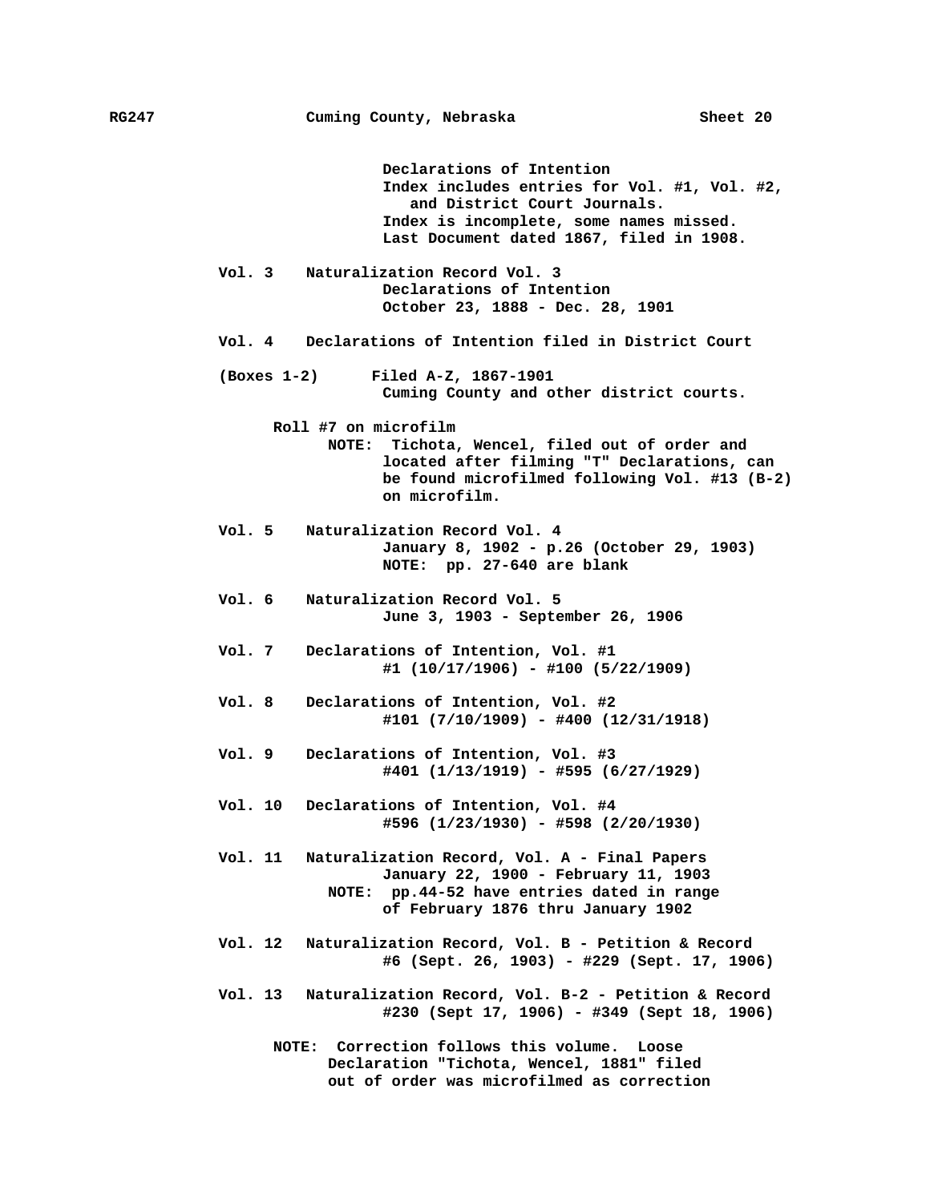Declarations of Intention
Index includes entries for Vol. #1, Vol. #2, and District Court Journals.
Index is incomplete, some names missed.
Last Document dated 1867, filed in 1908.

**Vol. 3** Naturalization Record Vol. 3
Declarations of Intention
October 23, 1888 - Dec. 28, 1901

**Vol. 4** Declarations of Intention filed in District Court

**(Boxes 1-2)** Filed A-Z, 1867-1901
Cuming County and other district courts.

Roll #7 on microfilm
NOTE: Tichota, Wencel, filed out of order and located after filming "T" Declarations, can be found microfilmed following Vol. #13 (B-2) on microfilm.

**Vol. 5** Naturalization Record Vol. 4
January 8, 1902 - p.26 (October 29, 1903)
NOTE: pp. 27-640 are blank

**Vol. 6** Naturalization Record Vol. 5
June 3, 1903 - September 26, 1906

**Vol. 7** Declarations of Intention, Vol. #1
#1 (10/17/1906) - #100 (5/22/1909)

**Vol. 8** Declarations of Intention, Vol. #2
#101 (7/10/1909) - #400 (12/31/1918)

**Vol. 9** Declarations of Intention, Vol. #3
#401 (1/13/1919) - #595 (6/27/1929)

**Vol. 10** Declarations of Intention, Vol. #4
#596 (1/23/1930) - #598 (2/20/1930)

**Vol. 11** Naturalization Record, Vol. A - Final Papers
January 22, 1900 - February 11, 1903
NOTE: pp.44-52 have entries dated in range of February 1876 thru January 1902

**Vol. 12** Naturalization Record, Vol. B - Petition & Record
#6 (Sept. 26, 1903) - #229 (Sept. 17, 1906)

**Vol. 13** Naturalization Record, Vol. B-2 - Petition & Record
#230 (Sept 17, 1906) - #349 (Sept 18, 1906)

NOTE: Correction follows this volume. Loose Declaration "Tichota, Wencel, 1881" filed out of order was microfilmed as correction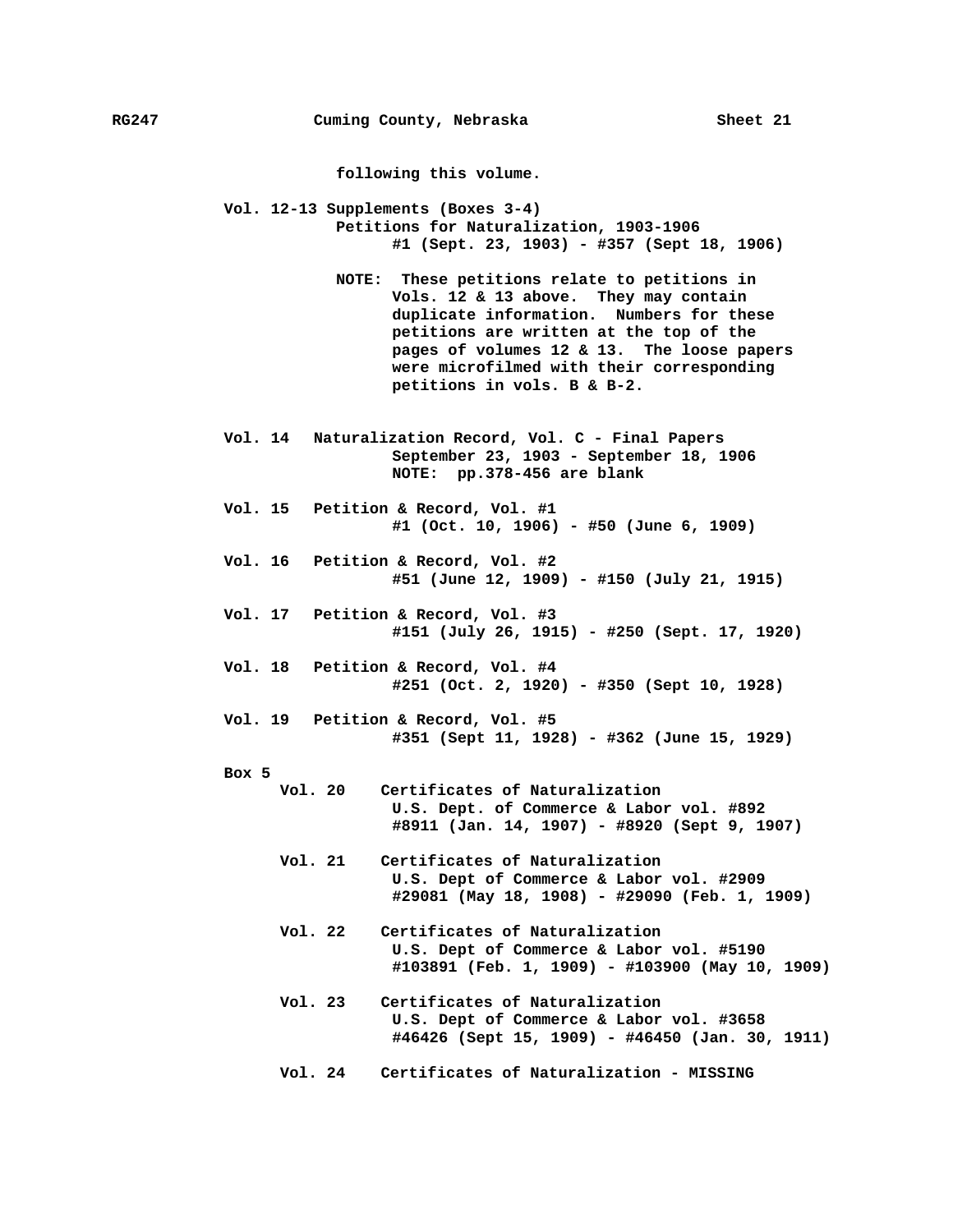following this volume.

**Vol. 12-13 Supplements (Boxes 3-4)**
Petitions for Naturalization, 1903-1906
#1 (Sept. 23, 1903) - #357 (Sept 18, 1906)

NOTE: These petitions relate to petitions in Vols. 12 & 13 above. They may contain duplicate information. Numbers for these petitions are written at the top of the pages of volumes 12 & 13. The loose papers were microfilmed with their corresponding petitions in vols. B & B-2.

**Vol. 14** Naturalization Record, Vol. C - Final Papers
September 23, 1903 - September 18, 1906
NOTE: pp.378-456 are blank

**Vol. 15** Petition & Record, Vol. #1
#1 (Oct. 10, 1906) - #50 (June 6, 1909)

**Vol. 16** Petition & Record, Vol. #2
#51 (June 12, 1909) - #150 (July 21, 1915)

**Vol. 17** Petition & Record, Vol. #3
#151 (July 26, 1915) - #250 (Sept. 17, 1920)

**Vol. 18** Petition & Record, Vol. #4
#251 (Oct. 2, 1920) - #350 (Sept 10, 1928)

**Vol. 19** Petition & Record, Vol. #5
#351 (Sept 11, 1928) - #362 (June 15, 1929)

**Box 5**

**Vol. 20** Certificates of Naturalization
U.S. Dept. of Commerce & Labor vol. #892
#8911 (Jan. 14, 1907) - #8920 (Sept 9, 1907)

**Vol. 21** Certificates of Naturalization
U.S. Dept of Commerce & Labor vol. #2909
#29081 (May 18, 1908) - #29090 (Feb. 1, 1909)

**Vol. 22** Certificates of Naturalization
U.S. Dept of Commerce & Labor vol. #5190
#103891 (Feb. 1, 1909) - #103900 (May 10, 1909)

**Vol. 23** Certificates of Naturalization
U.S. Dept of Commerce & Labor vol. #3658
#46426 (Sept 15, 1909) - #46450 (Jan. 30, 1911)

**Vol. 24** Certificates of Naturalization - MISSING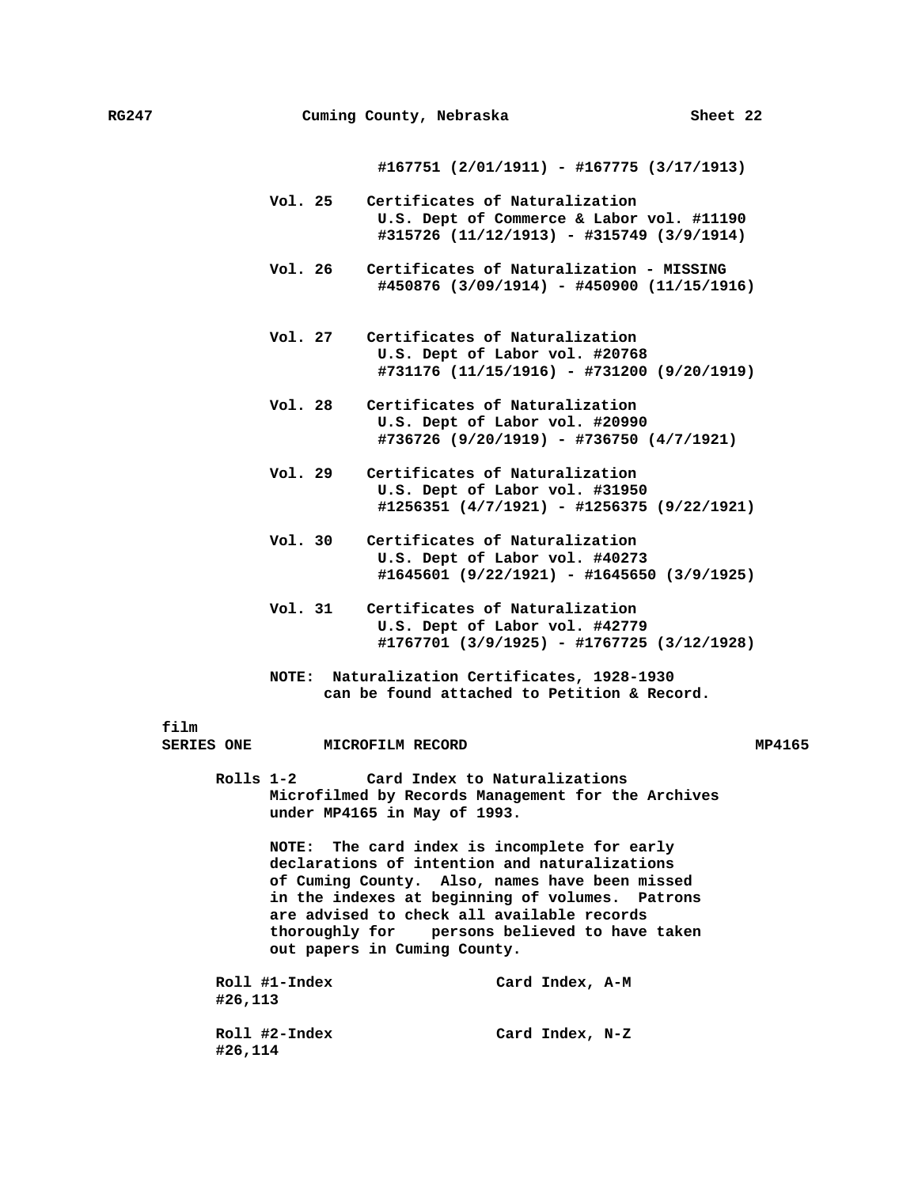#167751 (2/01/1911) - #167775 (3/17/1913)

**Vol. 25** Certificates of Naturalization
U.S. Dept of Commerce & Labor vol. #11190
#315726 (11/12/1913) - #315749 (3/9/1914)

**Vol. 26** Certificates of Naturalization - MISSING
#450876 (3/09/1914) - #450900 (11/15/1916)

**Vol. 27** Certificates of Naturalization
U.S. Dept of Labor vol. #20768
#731176 (11/15/1916) - #731200 (9/20/1919)

**Vol. 28** Certificates of Naturalization
U.S. Dept of Labor vol. #20990
#736726 (9/20/1919) - #736750 (4/7/1921)

**Vol. 29** Certificates of Naturalization
U.S. Dept of Labor vol. #31950
#1256351 (4/7/1921) - #1256375 (9/22/1921)

**Vol. 30** Certificates of Naturalization
U.S. Dept of Labor vol. #40273
#1645601 (9/22/1921) - #1645650 (3/9/1925)

**Vol. 31** Certificates of Naturalization
U.S. Dept of Labor vol. #42779
#1767701 (3/9/1925) - #1767725 (3/12/1928)

NOTE: Naturalization Certificates, 1928-1930 can be found attached to Petition & Record.

film

**SERIES ONE** MICROFILM RECORD MP4165

**Rolls 1-2** Card Index to Naturalizations
Microfilmed by Records Management for the Archives under MP4165 in May of 1993.

NOTE: The card index is incomplete for early declarations of intention and naturalizations of Cuming County. Also, names have been missed in the indexes at beginning of volumes. Patrons are advised to check all available records thoroughly for persons believed to have taken out papers in Cuming County.

| Roll | Description |
| --- | --- |
| Roll #1-Index #26,113 | Card Index, A-M |
| Roll #2-Index #26,114 | Card Index, N-Z |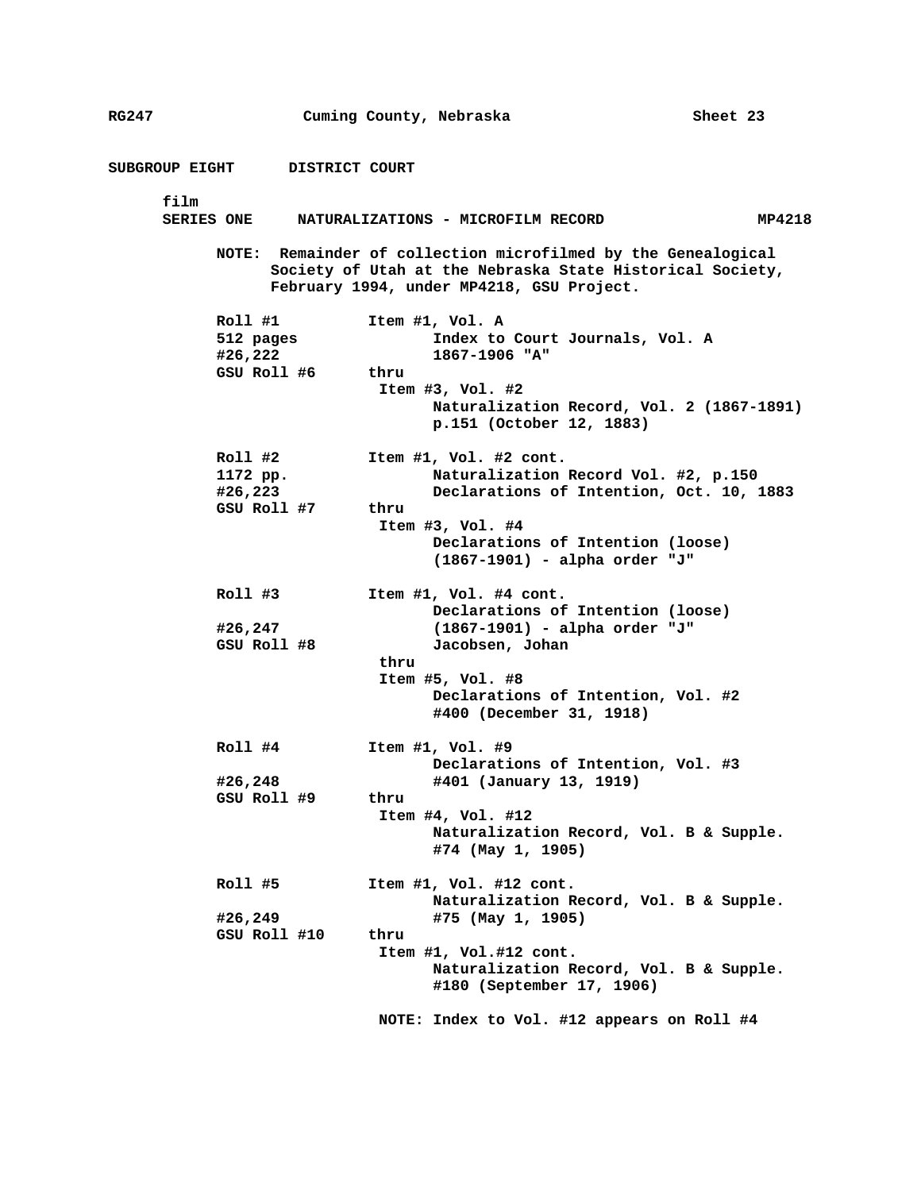## SUBGROUP EIGHT DISTRICT COURT

film

### SERIES ONE NATURALIZATIONS - MICROFILM RECORD MP4218

**NOTE:** Remainder of collection microfilmed by the Genealogical Society of Utah at the Nebraska State Historical Society, February 1994, under MP4218, GSU Project.

| | |
|---|---|
| Roll #1<br>512 pages<br>#26,222<br>GSU Roll #6 | Item #1, Vol. A<br>Index to Court Journals, Vol. A<br>1867-1906 "A"<br>thru<br>Item #3, Vol. #2<br>Naturalization Record, Vol. 2 (1867-1891)<br>p.151 (October 12, 1883) |
| Roll #2<br>1172 pp.<br>#26,223<br>GSU Roll #7 | Item #1, Vol. #2 cont.<br>Naturalization Record Vol. #2, p.150<br>Declarations of Intention, Oct. 10, 1883<br>thru<br>Item #3, Vol. #4<br>Declarations of Intention (loose)<br>(1867-1901) - alpha order "J" |
| Roll #3<br>#26,247<br>GSU Roll #8 | Item #1, Vol. #4 cont.<br>Declarations of Intention (loose)<br>(1867-1901) - alpha order "J"<br>Jacobsen, Johan<br>thru<br>Item #5, Vol. #8<br>Declarations of Intention, Vol. #2<br>#400 (December 31, 1918) |
| Roll #4<br>#26,248<br>GSU Roll #9 | Item #1, Vol. #9<br>Declarations of Intention, Vol. #3<br>#401 (January 13, 1919)<br>thru<br>Item #4, Vol. #12<br>Naturalization Record, Vol. B & Supple.<br>#74 (May 1, 1905) |
| Roll #5<br>#26,249<br>GSU Roll #10 | Item #1, Vol. #12 cont.<br>Naturalization Record, Vol. B & Supple.<br>#75 (May 1, 1905)<br>thru<br>Item #1, Vol.#12 cont.<br>Naturalization Record, Vol. B & Supple.<br>#180 (September 17, 1906)<br><br>**NOTE:** Index to Vol. #12 appears on Roll #4 |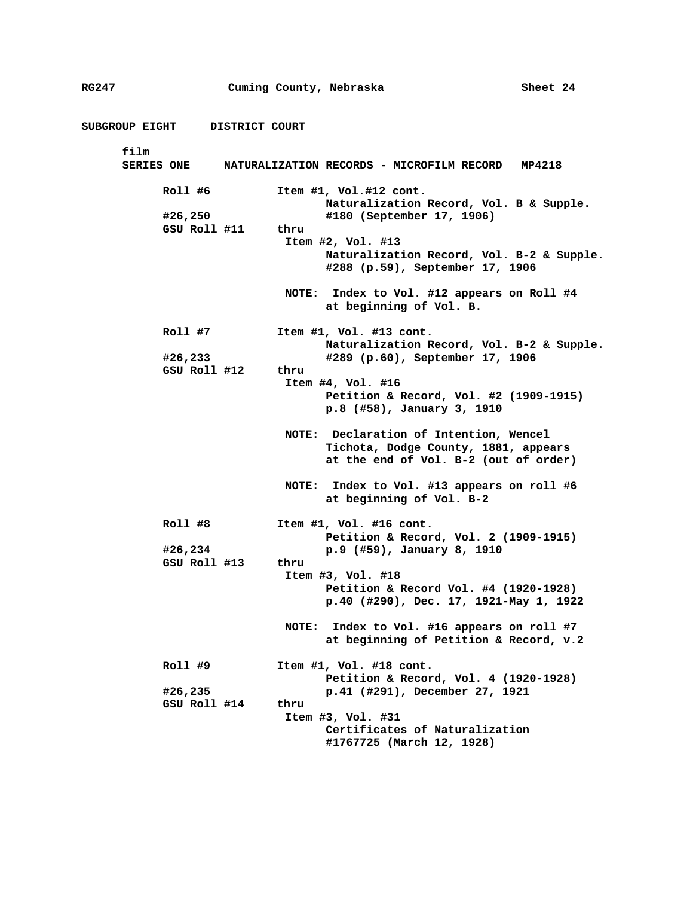## SUBGROUP EIGHT DISTRICT COURT

film
### SERIES ONE NATURALIZATION RECORDS - MICROFILM RECORD MP4218

| | |
|---|---|
| Roll #6<br><br>#26,250<br>GSU Roll #11 | Item #1, Vol.#12 cont.<br>Naturalization Record, Vol. B & Supple.<br>#180 (September 17, 1906)<br>thru<br>Item #2, Vol. #13<br>Naturalization Record, Vol. B-2 & Supple.<br>#288 (p.59), September 17, 1906<br><br>NOTE: Index to Vol. #12 appears on Roll #4 at beginning of Vol. B. |
| Roll #7<br><br>#26,233<br>GSU Roll #12 | Item #1, Vol. #13 cont.<br>Naturalization Record, Vol. B-2 & Supple.<br>#289 (p.60), September 17, 1906<br>thru<br>Item #4, Vol. #16<br>Petition & Record, Vol. #2 (1909-1915)<br>p.8 (#58), January 3, 1910<br><br>NOTE: Declaration of Intention, Wencel Tichota, Dodge County, 1881, appears at the end of Vol. B-2 (out of order)<br><br>NOTE: Index to Vol. #13 appears on roll #6 at beginning of Vol. B-2 |
| Roll #8<br><br>#26,234<br>GSU Roll #13 | Item #1, Vol. #16 cont.<br>Petition & Record, Vol. 2 (1909-1915)<br>p.9 (#59), January 8, 1910<br>thru<br>Item #3, Vol. #18<br>Petition & Record Vol. #4 (1920-1928)<br>p.40 (#290), Dec. 17, 1921-May 1, 1922<br><br>NOTE: Index to Vol. #16 appears on roll #7 at beginning of Petition & Record, v.2 |
| Roll #9<br><br>#26,235<br>GSU Roll #14 | Item #1, Vol. #18 cont.<br>Petition & Record, Vol. 4 (1920-1928)<br>p.41 (#291), December 27, 1921<br>thru<br>Item #3, Vol. #31<br>Certificates of Naturalization<br>#1767725 (March 12, 1928) |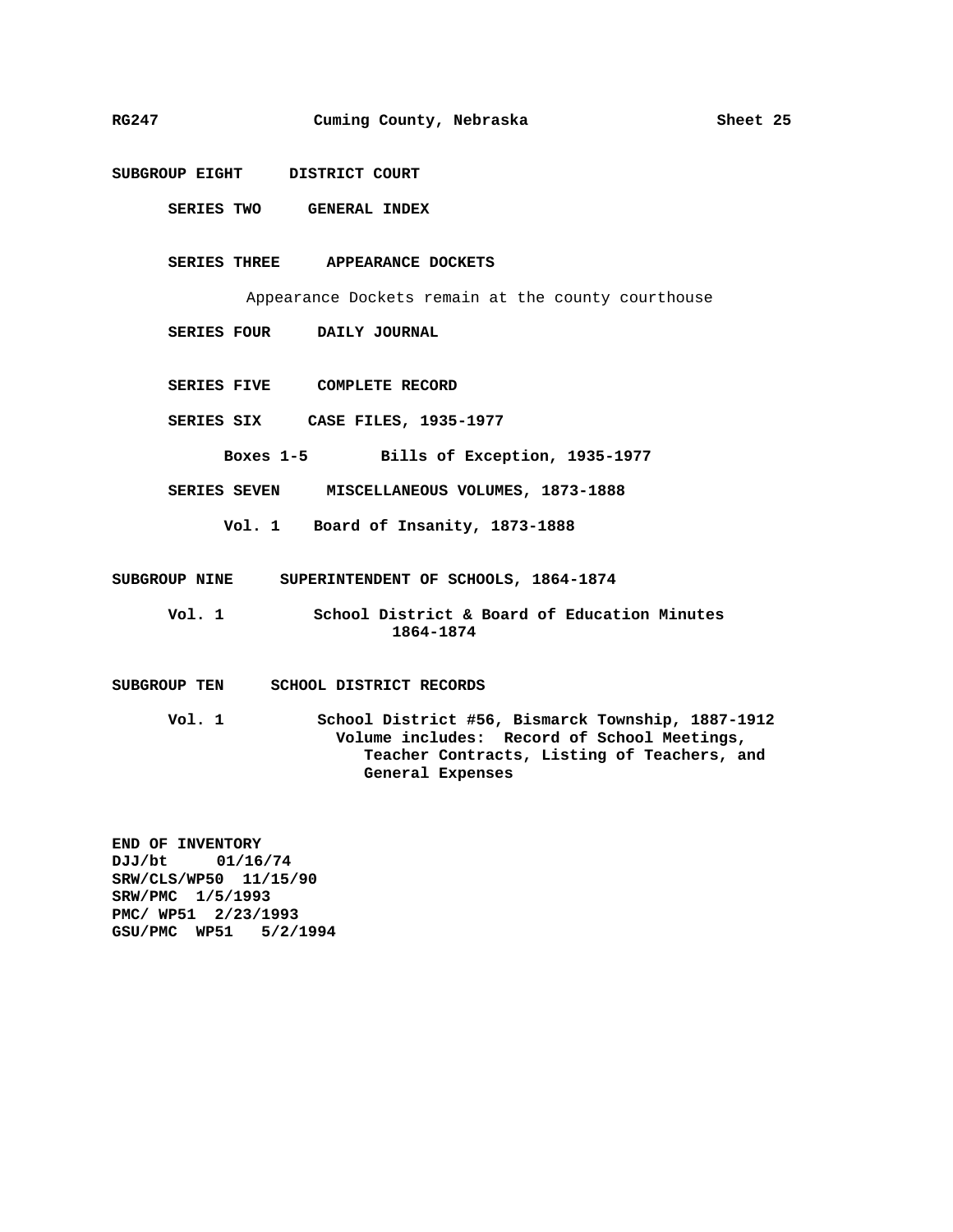## SUBGROUP EIGHT DISTRICT COURT

### SERIES TWO GENERAL INDEX

### SERIES THREE APPEARANCE DOCKETS

Appearance Dockets remain at the county courthouse

### SERIES FOUR DAILY JOURNAL

### SERIES FIVE COMPLETE RECORD

### SERIES SIX CASE FILES, 1935-1977

**Boxes 1-5 Bills of Exception, 1935-1977**

### SERIES SEVEN MISCELLANEOUS VOLUMES, 1873-1888

**Vol. 1 Board of Insanity, 1873-1888**

## SUBGROUP NINE SUPERINTENDENT OF SCHOOLS, 1864-1874

**Vol. 1 School District & Board of Education Minutes 1864-1874**

## SUBGROUP TEN SCHOOL DISTRICT RECORDS

**Vol. 1 School District #56, Bismarck Township, 1887-1912**
**Volume includes: Record of School Meetings, Teacher Contracts, Listing of Teachers, and General Expenses**

**END OF INVENTORY**
**DJJ/bt 01/16/74**
**SRW/CLS/WP50 11/15/90**
**SRW/PMC 1/5/1993**
**PMC/ WP51 2/23/1993**
**GSU/PMC WP51 5/2/1994**